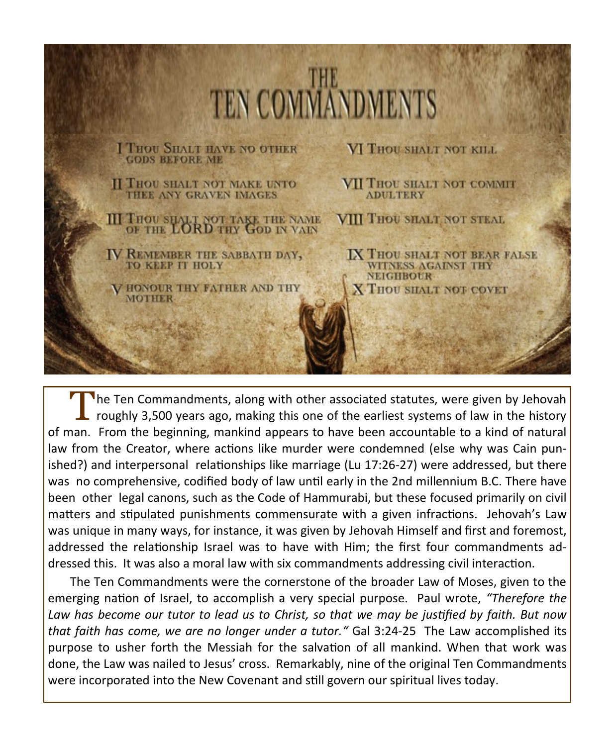# THE TEN COMMANDMENTS

I Thou Shalt have no other gods before me

II Thou shalt not make unto thee any graven images

III Thou shalt not take the name of the LORD thy God in vain

IV Remember the sabbath day, to keep it holy

V Honour thy father and thy mother

VI Thou shalt not kill

VII Thou shalt not commit adultery

VIII Thou shalt not steal

IX Thou shalt not bear false witness against thy neighbour

X Thou shalt not covet

The Ten Commandments, along with other associated statutes, were given by Jehovah roughly 3,500 years ago, making this one of the earliest systems of law in the history of man. From the beginning, mankind appears to have been accountable to a kind of natural law from the Creator, where actions like murder were condemned (else why was Cain punished?) and interpersonal relationships like marriage (Lu 17:26-27) were addressed, but there was no comprehensive, codified body of law until early in the 2nd millennium B.C. There have been other legal canons, such as the Code of Hammurabi, but these focused primarily on civil matters and stipulated punishments commensurate with a given infractions. Jehovah's Law was unique in many ways, for instance, it was given by Jehovah Himself and first and foremost, addressed the relationship Israel was to have with Him; the first four commandments addressed this. It was also a moral law with six commandments addressing civil interaction.

The Ten Commandments were the cornerstone of the broader Law of Moses, given to the emerging nation of Israel, to accomplish a very special purpose. Paul wrote, *"Therefore the Law has become our tutor to lead us to Christ, so that we may be justified by faith. But now that faith has come, we are no longer under a tutor."* Gal 3:24-25 The Law accomplished its purpose to usher forth the Messiah for the salvation of all mankind. When that work was done, the Law was nailed to Jesus' cross. Remarkably, nine of the original Ten Commandments were incorporated into the New Covenant and still govern our spiritual lives today.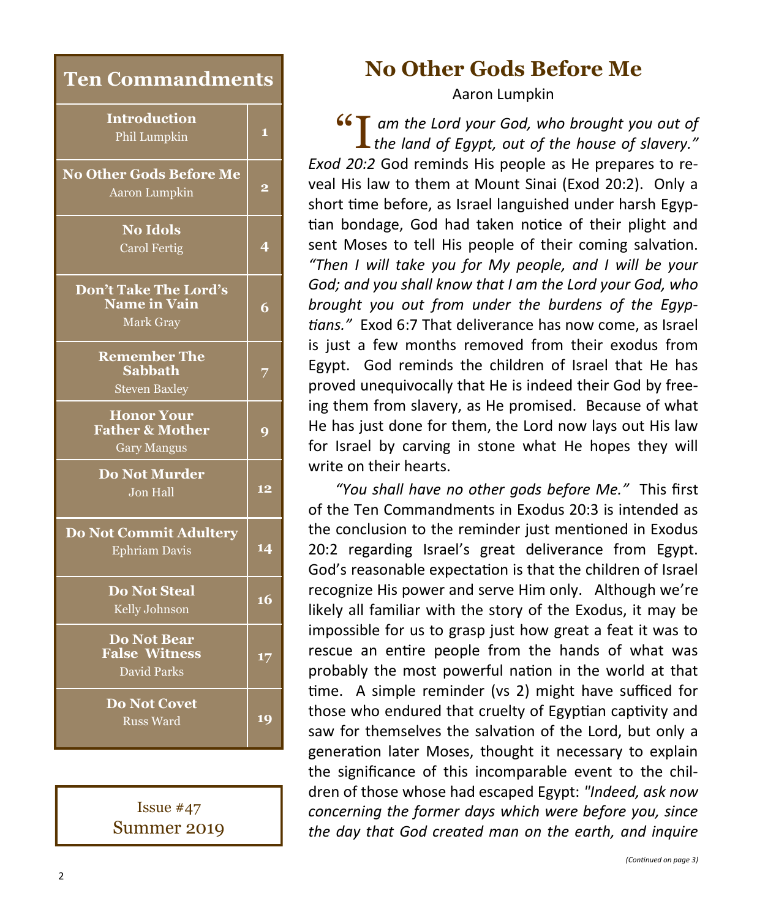## Ten Commandments

| Title | Page |
|---|---|
| **Introduction** Phil Lumpkin | 1 |
| **No Other Gods Before Me** Aaron Lumpkin | 2 |
| **No Idols** Carol Fertig | 4 |
| **Don't Take The Lord's Name in Vain** Mark Gray | 6 |
| **Remember The Sabbath** Steven Baxley | 7 |
| **Honor Your Father & Mother** Gary Mangus | 9 |
| **Do Not Murder** Jon Hall | 12 |
| **Do Not Commit Adultery** Ephriam Davis | 14 |
| **Do Not Steal** Kelly Johnson | 16 |
| **Do Not Bear False Witness** David Parks | 17 |
| **Do Not Covet** Russ Ward | 19 |

Issue #47
Summer 2019

# No Other Gods Before Me

Aaron Lumpkin

*"I am the Lord your God, who brought you out of the land of Egypt, out of the house of slavery." Exod 20:2* God reminds His people as He prepares to reveal His law to them at Mount Sinai (Exod 20:2). Only a short time before, as Israel languished under harsh Egyptian bondage, God had taken notice of their plight and sent Moses to tell His people of their coming salvation. *"Then I will take you for My people, and I will be your God; and you shall know that I am the Lord your God, who brought you out from under the burdens of the Egyptians."* Exod 6:7 That deliverance has now come, as Israel is just a few months removed from their exodus from Egypt. God reminds the children of Israel that He has proved unequivocally that He is indeed their God by freeing them from slavery, as He promised. Because of what He has just done for them, the Lord now lays out His law for Israel by carving in stone what He hopes they will write on their hearts.

*"You shall have no other gods before Me."* This first of the Ten Commandments in Exodus 20:3 is intended as the conclusion to the reminder just mentioned in Exodus 20:2 regarding Israel's great deliverance from Egypt. God's reasonable expectation is that the children of Israel recognize His power and serve Him only. Although we're likely all familiar with the story of the Exodus, it may be impossible for us to grasp just how great a feat it was to rescue an entire people from the hands of what was probably the most powerful nation in the world at that time. A simple reminder (vs 2) might have sufficed for those who endured that cruelty of Egyptian captivity and saw for themselves the salvation of the Lord, but only a generation later Moses, thought it necessary to explain the significance of this incomparable event to the children of those whose had escaped Egypt: *"Indeed, ask now concerning the former days which were before you, since the day that God created man on the earth, and inquire*

*(Continued on page 3)*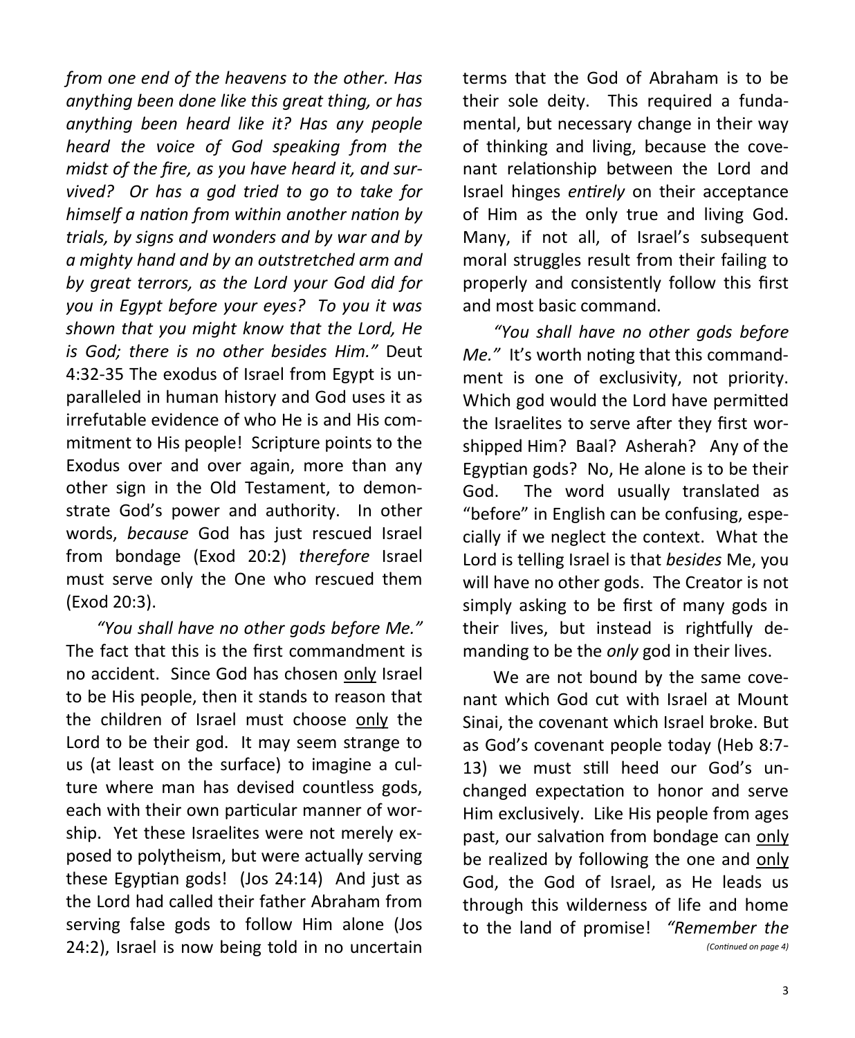*from one end of the heavens to the other. Has anything been done like this great thing, or has anything been heard like it? Has any people heard the voice of God speaking from the midst of the fire, as you have heard it, and survived? Or has a god tried to go to take for himself a nation from within another nation by trials, by signs and wonders and by war and by a mighty hand and by an outstretched arm and by great terrors, as the Lord your God did for you in Egypt before your eyes? To you it was shown that you might know that the Lord, He is God; there is no other besides Him."* Deut 4:32-35 The exodus of Israel from Egypt is unparalleled in human history and God uses it as irrefutable evidence of who He is and His commitment to His people! Scripture points to the Exodus over and over again, more than any other sign in the Old Testament, to demonstrate God's power and authority. In other words, *because* God has just rescued Israel from bondage (Exod 20:2) *therefore* Israel must serve only the One who rescued them (Exod 20:3).

*"You shall have no other gods before Me."* The fact that this is the first commandment is no accident. Since God has chosen <u>only</u> Israel to be His people, then it stands to reason that the children of Israel must choose <u>only</u> the Lord to be their god. It may seem strange to us (at least on the surface) to imagine a culture where man has devised countless gods, each with their own particular manner of worship. Yet these Israelites were not merely exposed to polytheism, but were actually serving these Egyptian gods! (Jos 24:14) And just as the Lord had called their father Abraham from serving false gods to follow Him alone (Jos 24:2), Israel is now being told in no uncertain terms that the God of Abraham is to be their sole deity. This required a fundamental, but necessary change in their way of thinking and living, because the covenant relationship between the Lord and Israel hinges *entirely* on their acceptance of Him as the only true and living God. Many, if not all, of Israel's subsequent moral struggles result from their failing to properly and consistently follow this first and most basic command.

*"You shall have no other gods before Me."* It's worth noting that this commandment is one of exclusivity, not priority. Which god would the Lord have permitted the Israelites to serve after they first worshipped Him? Baal? Asherah? Any of the Egyptian gods? No, He alone is to be their God. The word usually translated as "before" in English can be confusing, especially if we neglect the context. What the Lord is telling Israel is that *besides* Me, you will have no other gods. The Creator is not simply asking to be first of many gods in their lives, but instead is rightfully demanding to be the *only* god in their lives.

We are not bound by the same covenant which God cut with Israel at Mount Sinai, the covenant which Israel broke. But as God's covenant people today (Heb 8:7-13) we must still heed our God's unchanged expectation to honor and serve Him exclusively. Like His people from ages past, our salvation from bondage can <u>only</u> be realized by following the one and <u>only</u> God, the God of Israel, as He leads us through this wilderness of life and home to the land of promise! *"Remember the*

*(Continued on page 4)*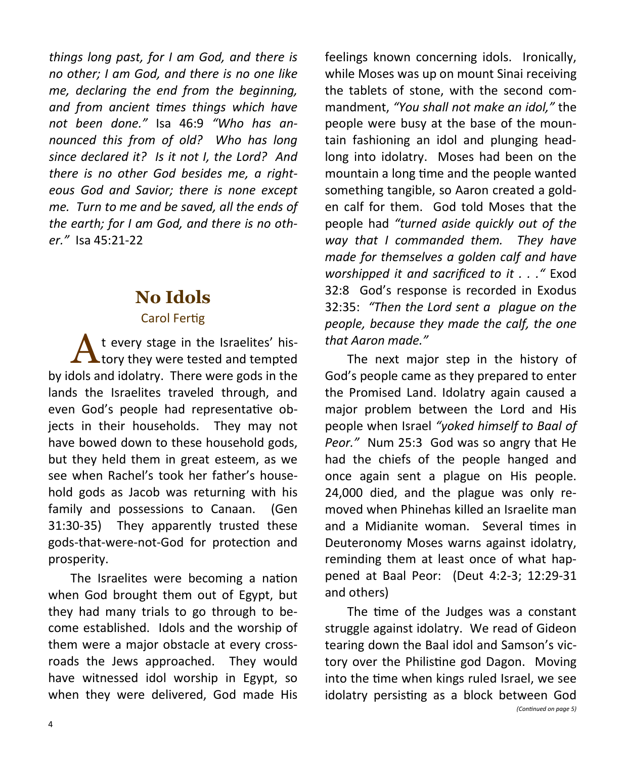*things long past, for I am God, and there is no other; I am God, and there is no one like me, declaring the end from the beginning, and from ancient times things which have not been done."* Isa 46:9 *"Who has announced this from of old? Who has long since declared it? Is it not I, the Lord? And there is no other God besides me, a righteous God and Savior; there is none except me. Turn to me and be saved, all the ends of the earth; for I am God, and there is no other."* Isa 45:21-22

## No Idols

Carol Fertig

At every stage in the Israelites' history they were tested and tempted by idols and idolatry. There were gods in the lands the Israelites traveled through, and even God's people had representative objects in their households. They may not have bowed down to these household gods, but they held them in great esteem, as we see when Rachel's took her father's household gods as Jacob was returning with his family and possessions to Canaan. (Gen 31:30-35) They apparently trusted these gods-that-were-not-God for protection and prosperity.

The Israelites were becoming a nation when God brought them out of Egypt, but they had many trials to go through to become established. Idols and the worship of them were a major obstacle at every crossroads the Jews approached. They would have witnessed idol worship in Egypt, so when they were delivered, God made His feelings known concerning idols. Ironically, while Moses was up on mount Sinai receiving the tablets of stone, with the second commandment, *"You shall not make an idol,"* the people were busy at the base of the mountain fashioning an idol and plunging headlong into idolatry. Moses had been on the mountain a long time and the people wanted something tangible, so Aaron created a golden calf for them. God told Moses that the people had *"turned aside quickly out of the way that I commanded them. They have made for themselves a golden calf and have worshipped it and sacrificed to it . . ."* Exod 32:8 God's response is recorded in Exodus 32:35: *"Then the Lord sent a plague on the people, because they made the calf, the one that Aaron made."*

The next major step in the history of God's people came as they prepared to enter the Promised Land. Idolatry again caused a major problem between the Lord and His people when Israel *"yoked himself to Baal of Peor."* Num 25:3 God was so angry that He had the chiefs of the people hanged and once again sent a plague on His people. 24,000 died, and the plague was only removed when Phinehas killed an Israelite man and a Midianite woman. Several times in Deuteronomy Moses warns against idolatry, reminding them at least once of what happened at Baal Peor: (Deut 4:2-3; 12:29-31 and others)

The time of the Judges was a constant struggle against idolatry. We read of Gideon tearing down the Baal idol and Samson's victory over the Philistine god Dagon. Moving into the time when kings ruled Israel, we see idolatry persisting as a block between God

*(Continued on page 5)*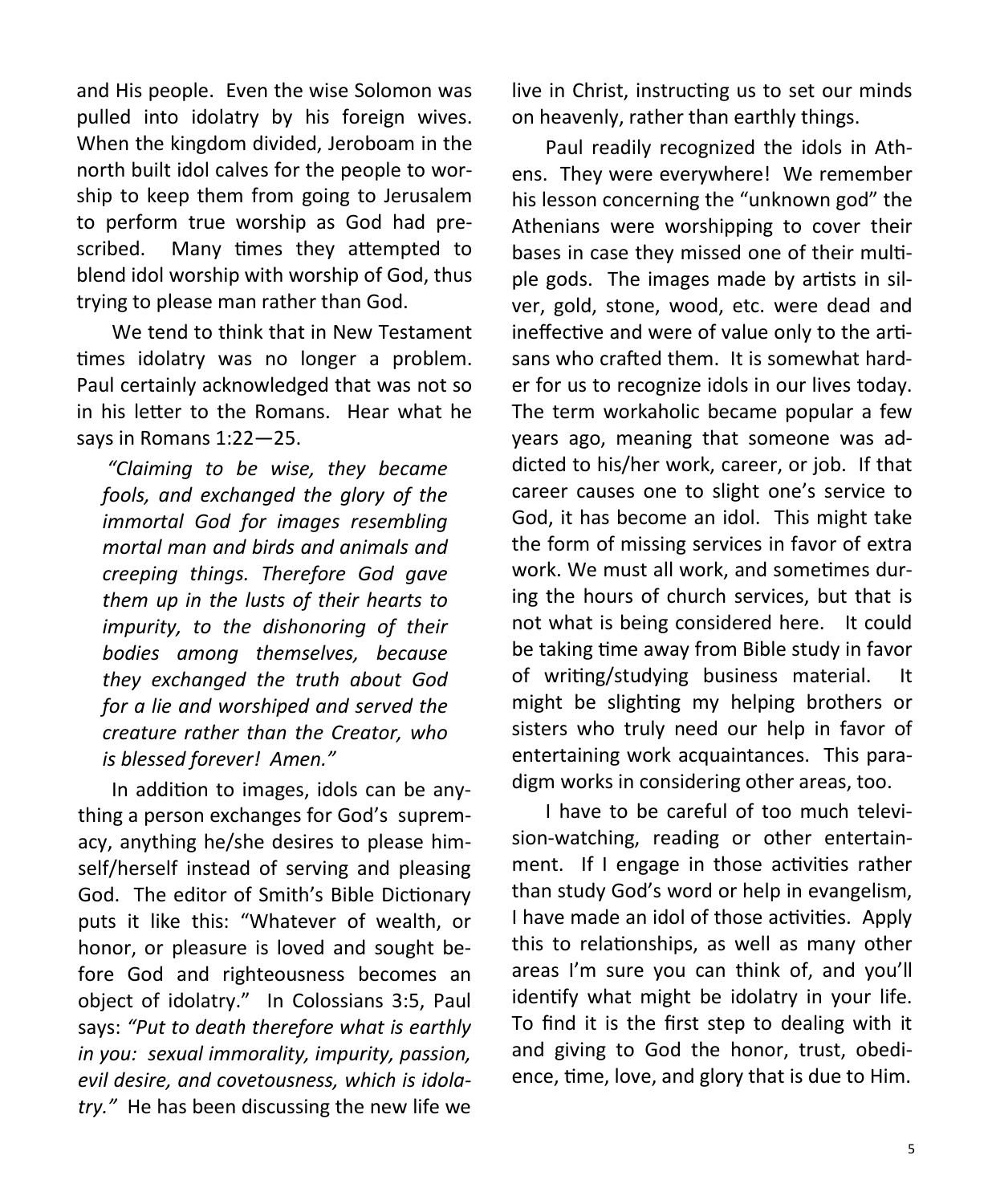and His people. Even the wise Solomon was pulled into idolatry by his foreign wives. When the kingdom divided, Jeroboam in the north built idol calves for the people to worship to keep them from going to Jerusalem to perform true worship as God had prescribed. Many times they attempted to blend idol worship with worship of God, thus trying to please man rather than God.

We tend to think that in New Testament times idolatry was no longer a problem. Paul certainly acknowledged that was not so in his letter to the Romans. Hear what he says in Romans 1:22—25.

> *"Claiming to be wise, they became fools, and exchanged the glory of the immortal God for images resembling mortal man and birds and animals and creeping things. Therefore God gave them up in the lusts of their hearts to impurity, to the dishonoring of their bodies among themselves, because they exchanged the truth about God for a lie and worshiped and served the creature rather than the Creator, who is blessed forever! Amen."*

In addition to images, idols can be anything a person exchanges for God's supremacy, anything he/she desires to please himself/herself instead of serving and pleasing God. The editor of Smith's Bible Dictionary puts it like this: "Whatever of wealth, or honor, or pleasure is loved and sought before God and righteousness becomes an object of idolatry." In Colossians 3:5, Paul says: *"Put to death therefore what is earthly in you: sexual immorality, impurity, passion, evil desire, and covetousness, which is idolatry."* He has been discussing the new life we live in Christ, instructing us to set our minds on heavenly, rather than earthly things.

Paul readily recognized the idols in Athens. They were everywhere! We remember his lesson concerning the "unknown god" the Athenians were worshipping to cover their bases in case they missed one of their multiple gods. The images made by artists in silver, gold, stone, wood, etc. were dead and ineffective and were of value only to the artisans who crafted them. It is somewhat harder for us to recognize idols in our lives today. The term workaholic became popular a few years ago, meaning that someone was addicted to his/her work, career, or job. If that career causes one to slight one's service to God, it has become an idol. This might take the form of missing services in favor of extra work. We must all work, and sometimes during the hours of church services, but that is not what is being considered here. It could be taking time away from Bible study in favor of writing/studying business material. It might be slighting my helping brothers or sisters who truly need our help in favor of entertaining work acquaintances. This paradigm works in considering other areas, too.

I have to be careful of too much television-watching, reading or other entertainment. If I engage in those activities rather than study God's word or help in evangelism, I have made an idol of those activities. Apply this to relationships, as well as many other areas I'm sure you can think of, and you'll identify what might be idolatry in your life. To find it is the first step to dealing with it and giving to God the honor, trust, obedience, time, love, and glory that is due to Him.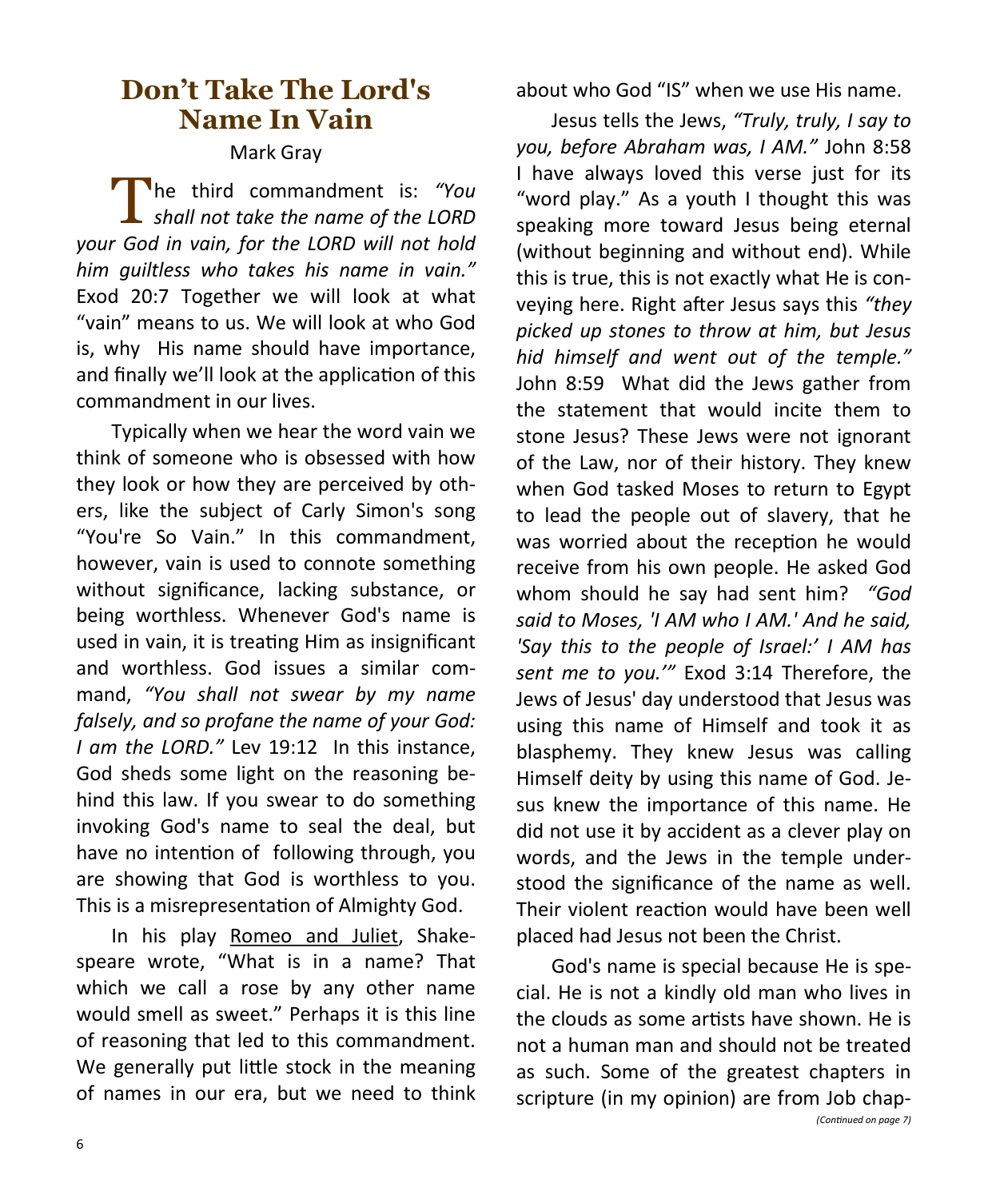# Don't Take The Lord's Name In Vain

Mark Gray

The third commandment is: *"You shall not take the name of the LORD your God in vain, for the LORD will not hold him guiltless who takes his name in vain."* Exod 20:7 Together we will look at what "vain" means to us. We will look at who God is, why His name should have importance, and finally we'll look at the application of this commandment in our lives.

Typically when we hear the word vain we think of someone who is obsessed with how they look or how they are perceived by others, like the subject of Carly Simon's song "You're So Vain." In this commandment, however, vain is used to connote something without significance, lacking substance, or being worthless. Whenever God's name is used in vain, it is treating Him as insignificant and worthless. God issues a similar command, *"You shall not swear by my name falsely, and so profane the name of your God: I am the LORD."* Lev 19:12 In this instance, God sheds some light on the reasoning behind this law. If you swear to do something invoking God's name to seal the deal, but have no intention of following through, you are showing that God is worthless to you. This is a misrepresentation of Almighty God.

In his play Romeo and Juliet, Shakespeare wrote, "What is in a name? That which we call a rose by any other name would smell as sweet." Perhaps it is this line of reasoning that led to this commandment. We generally put little stock in the meaning of names in our era, but we need to think about who God "IS" when we use His name.

Jesus tells the Jews, *"Truly, truly, I say to you, before Abraham was, I AM."* John 8:58 I have always loved this verse just for its "word play." As a youth I thought this was speaking more toward Jesus being eternal (without beginning and without end). While this is true, this is not exactly what He is conveying here. Right after Jesus says this *"they picked up stones to throw at him, but Jesus hid himself and went out of the temple."* John 8:59 What did the Jews gather from the statement that would incite them to stone Jesus? These Jews were not ignorant of the Law, nor of their history. They knew when God tasked Moses to return to Egypt to lead the people out of slavery, that he was worried about the reception he would receive from his own people. He asked God whom should he say had sent him? *"God said to Moses, 'I AM who I AM.' And he said, 'Say this to the people of Israel:' I AM has sent me to you.'"* Exod 3:14 Therefore, the Jews of Jesus' day understood that Jesus was using this name of Himself and took it as blasphemy. They knew Jesus was calling Himself deity by using this name of God. Jesus knew the importance of this name. He did not use it by accident as a clever play on words, and the Jews in the temple understood the significance of the name as well. Their violent reaction would have been well placed had Jesus not been the Christ.

God's name is special because He is special. He is not a kindly old man who lives in the clouds as some artists have shown. He is not a human man and should not be treated as such. Some of the greatest chapters in scripture (in my opinion) are from Job chap-

*(Continued on page 7)*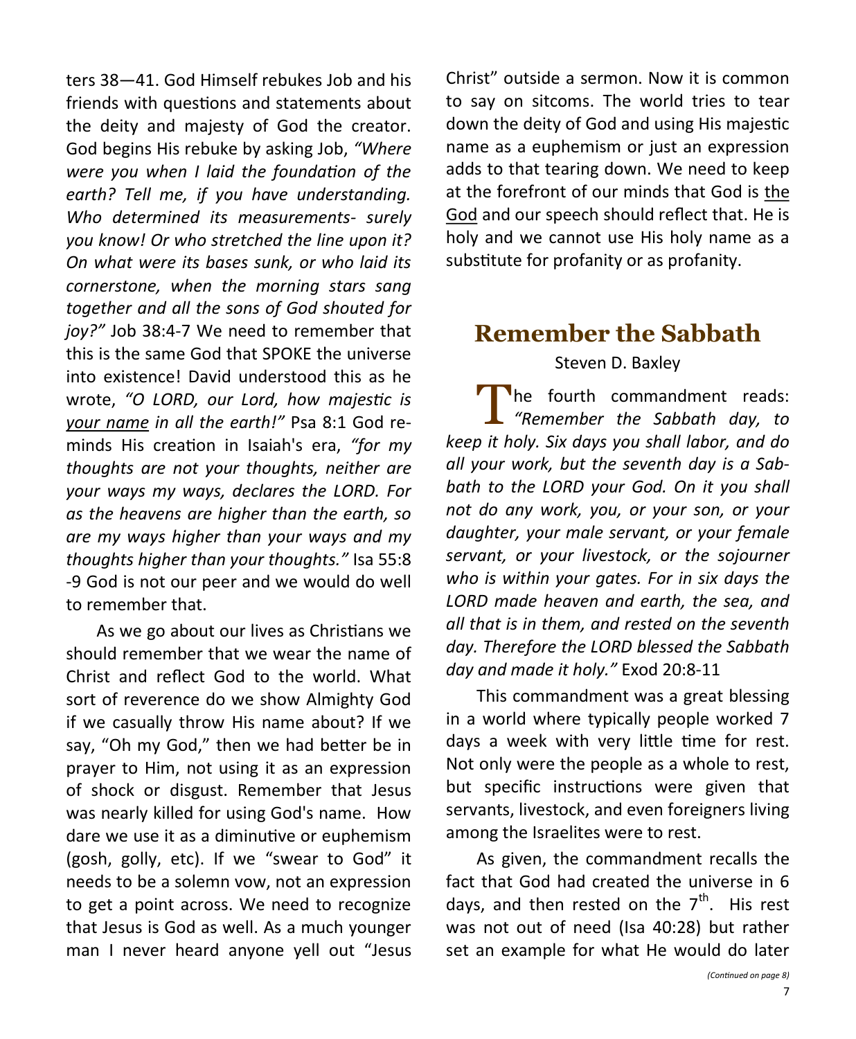ters 38—41. God Himself rebukes Job and his friends with questions and statements about the deity and majesty of God the creator. God begins His rebuke by asking Job, *"Where were you when I laid the foundation of the earth? Tell me, if you have understanding. Who determined its measurements- surely you know! Or who stretched the line upon it? On what were its bases sunk, or who laid its cornerstone, when the morning stars sang together and all the sons of God shouted for joy?"* Job 38:4-7 We need to remember that this is the same God that SPOKE the universe into existence! David understood this as he wrote, *"O LORD, our Lord, how majestic is <u>your name</u> in all the earth!"* Psa 8:1 God reminds His creation in Isaiah's era, *"for my thoughts are not your thoughts, neither are your ways my ways, declares the LORD. For as the heavens are higher than the earth, so are my ways higher than your ways and my thoughts higher than your thoughts."* Isa 55:8-9 God is not our peer and we would do well to remember that.

As we go about our lives as Christians we should remember that we wear the name of Christ and reflect God to the world. What sort of reverence do we show Almighty God if we casually throw His name about? If we say, "Oh my God," then we had better be in prayer to Him, not using it as an expression of shock or disgust. Remember that Jesus was nearly killed for using God's name. How dare we use it as a diminutive or euphemism (gosh, golly, etc). If we "swear to God" it needs to be a solemn vow, not an expression to get a point across. We need to recognize that Jesus is God as well. As a much younger man I never heard anyone yell out "Jesus Christ" outside a sermon. Now it is common to say on sitcoms. The world tries to tear down the deity of God and using His majestic name as a euphemism or just an expression adds to that tearing down. We need to keep at the forefront of our minds that God is <u>the God</u> and our speech should reflect that. He is holy and we cannot use His holy name as a substitute for profanity or as profanity.

## Remember the Sabbath

Steven D. Baxley

The fourth commandment reads: *"Remember the Sabbath day, to keep it holy. Six days you shall labor, and do all your work, but the seventh day is a Sabbath to the LORD your God. On it you shall not do any work, you, or your son, or your daughter, your male servant, or your female servant, or your livestock, or the sojourner who is within your gates. For in six days the LORD made heaven and earth, the sea, and all that is in them, and rested on the seventh day. Therefore the LORD blessed the Sabbath day and made it holy."* Exod 20:8-11

This commandment was a great blessing in a world where typically people worked 7 days a week with very little time for rest. Not only were the people as a whole to rest, but specific instructions were given that servants, livestock, and even foreigners living among the Israelites were to rest.

As given, the commandment recalls the fact that God had created the universe in 6 days, and then rested on the $7^{th}$. His rest was not out of need (Isa 40:28) but rather set an example for what He would do later

*(Continued on page 8)*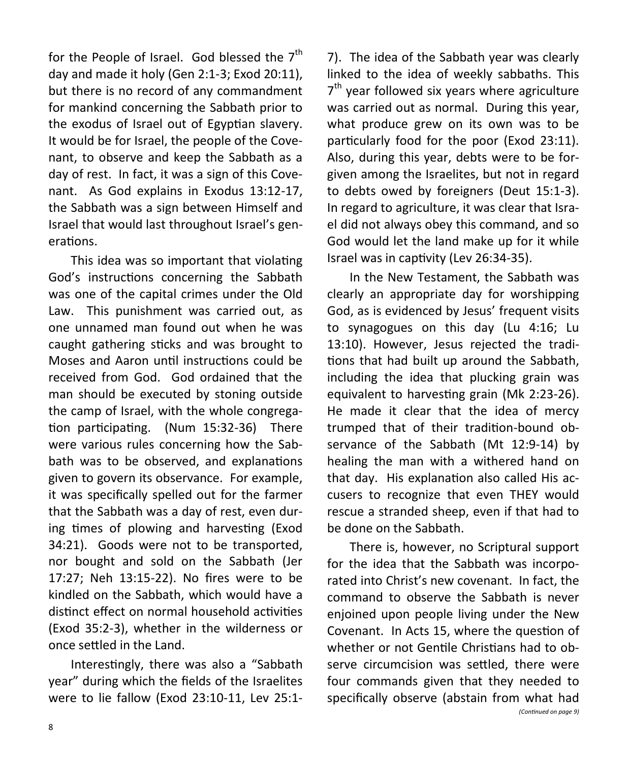for the People of Israel. God blessed the 7th day and made it holy (Gen 2:1-3; Exod 20:11), but there is no record of any commandment for mankind concerning the Sabbath prior to the exodus of Israel out of Egyptian slavery. It would be for Israel, the people of the Covenant, to observe and keep the Sabbath as a day of rest. In fact, it was a sign of this Covenant. As God explains in Exodus 13:12-17, the Sabbath was a sign between Himself and Israel that would last throughout Israel's generations.

This idea was so important that violating God's instructions concerning the Sabbath was one of the capital crimes under the Old Law. This punishment was carried out, as one unnamed man found out when he was caught gathering sticks and was brought to Moses and Aaron until instructions could be received from God. God ordained that the man should be executed by stoning outside the camp of Israel, with the whole congregation participating. (Num 15:32-36) There were various rules concerning how the Sabbath was to be observed, and explanations given to govern its observance. For example, it was specifically spelled out for the farmer that the Sabbath was a day of rest, even during times of plowing and harvesting (Exod 34:21). Goods were not to be transported, nor bought and sold on the Sabbath (Jer 17:27; Neh 13:15-22). No fires were to be kindled on the Sabbath, which would have a distinct effect on normal household activities (Exod 35:2-3), whether in the wilderness or once settled in the Land.

Interestingly, there was also a "Sabbath year" during which the fields of the Israelites were to lie fallow (Exod 23:10-11, Lev 25:1-7). The idea of the Sabbath year was clearly linked to the idea of weekly sabbaths. This 7th year followed six years where agriculture was carried out as normal. During this year, what produce grew on its own was to be particularly food for the poor (Exod 23:11). Also, during this year, debts were to be forgiven among the Israelites, but not in regard to debts owed by foreigners (Deut 15:1-3). In regard to agriculture, it was clear that Israel did not always obey this command, and so God would let the land make up for it while Israel was in captivity (Lev 26:34-35).

In the New Testament, the Sabbath was clearly an appropriate day for worshipping God, as is evidenced by Jesus' frequent visits to synagogues on this day (Lu 4:16; Lu 13:10). However, Jesus rejected the traditions that had built up around the Sabbath, including the idea that plucking grain was equivalent to harvesting grain (Mk 2:23-26). He made it clear that the idea of mercy trumped that of their tradition-bound observance of the Sabbath (Mt 12:9-14) by healing the man with a withered hand on that day. His explanation also called His accusers to recognize that even THEY would rescue a stranded sheep, even if that had to be done on the Sabbath.

There is, however, no Scriptural support for the idea that the Sabbath was incorporated into Christ's new covenant. In fact, the command to observe the Sabbath is never enjoined upon people living under the New Covenant. In Acts 15, where the question of whether or not Gentile Christians had to observe circumcision was settled, there were four commands given that they needed to specifically observe (abstain from what had

*(Continued on page 9)*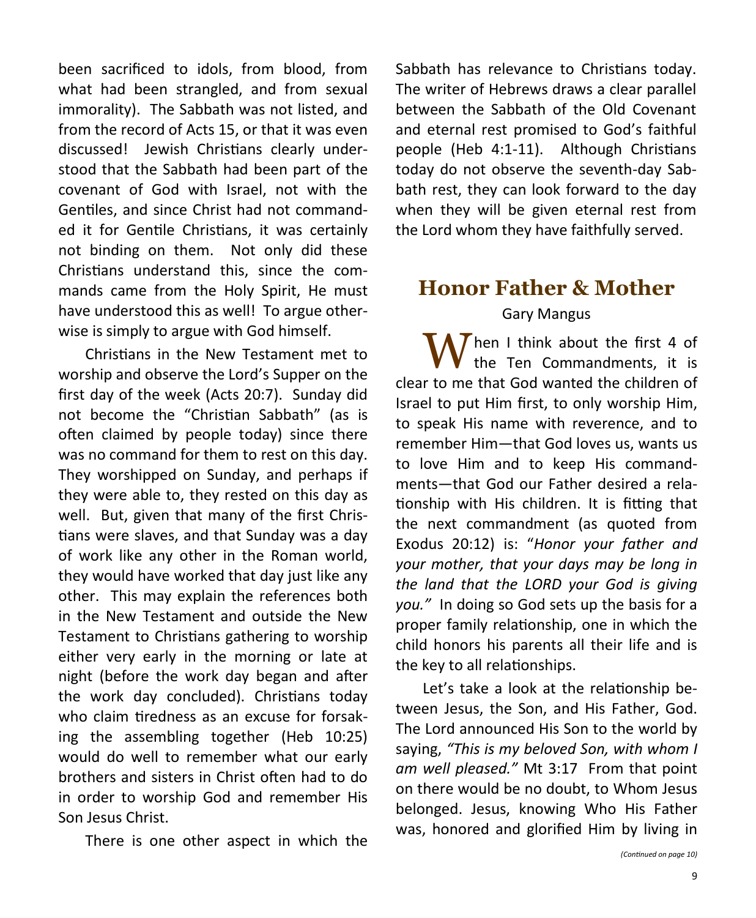been sacrificed to idols, from blood, from what had been strangled, and from sexual immorality). The Sabbath was not listed, and from the record of Acts 15, or that it was even discussed! Jewish Christians clearly understood that the Sabbath had been part of the covenant of God with Israel, not with the Gentiles, and since Christ had not commanded it for Gentile Christians, it was certainly not binding on them. Not only did these Christians understand this, since the commands came from the Holy Spirit, He must have understood this as well! To argue otherwise is simply to argue with God himself.

Christians in the New Testament met to worship and observe the Lord's Supper on the first day of the week (Acts 20:7). Sunday did not become the "Christian Sabbath" (as is often claimed by people today) since there was no command for them to rest on this day. They worshipped on Sunday, and perhaps if they were able to, they rested on this day as well. But, given that many of the first Christians were slaves, and that Sunday was a day of work like any other in the Roman world, they would have worked that day just like any other. This may explain the references both in the New Testament and outside the New Testament to Christians gathering to worship either very early in the morning or late at night (before the work day began and after the work day concluded). Christians today who claim tiredness as an excuse for forsaking the assembling together (Heb 10:25) would do well to remember what our early brothers and sisters in Christ often had to do in order to worship God and remember His Son Jesus Christ.

There is one other aspect in which the Sabbath has relevance to Christians today. The writer of Hebrews draws a clear parallel between the Sabbath of the Old Covenant and eternal rest promised to God's faithful people (Heb 4:1-11). Although Christians today do not observe the seventh-day Sabbath rest, they can look forward to the day when they will be given eternal rest from the Lord whom they have faithfully served.

## Honor Father & Mother

Gary Mangus

When I think about the first 4 of the Ten Commandments, it is clear to me that God wanted the children of Israel to put Him first, to only worship Him, to speak His name with reverence, and to remember Him—that God loves us, wants us to love Him and to keep His commandments—that God our Father desired a relationship with His children. It is fitting that the next commandment (as quoted from Exodus 20:12) is: "*Honor your father and your mother, that your days may be long in the land that the LORD your God is giving you."* In doing so God sets up the basis for a proper family relationship, one in which the child honors his parents all their life and is the key to all relationships.

Let's take a look at the relationship between Jesus, the Son, and His Father, God. The Lord announced His Son to the world by saying, *"This is my beloved Son, with whom I am well pleased."* Mt 3:17 From that point on there would be no doubt, to Whom Jesus belonged. Jesus, knowing Who His Father was, honored and glorified Him by living in

*(Continued on page 10)*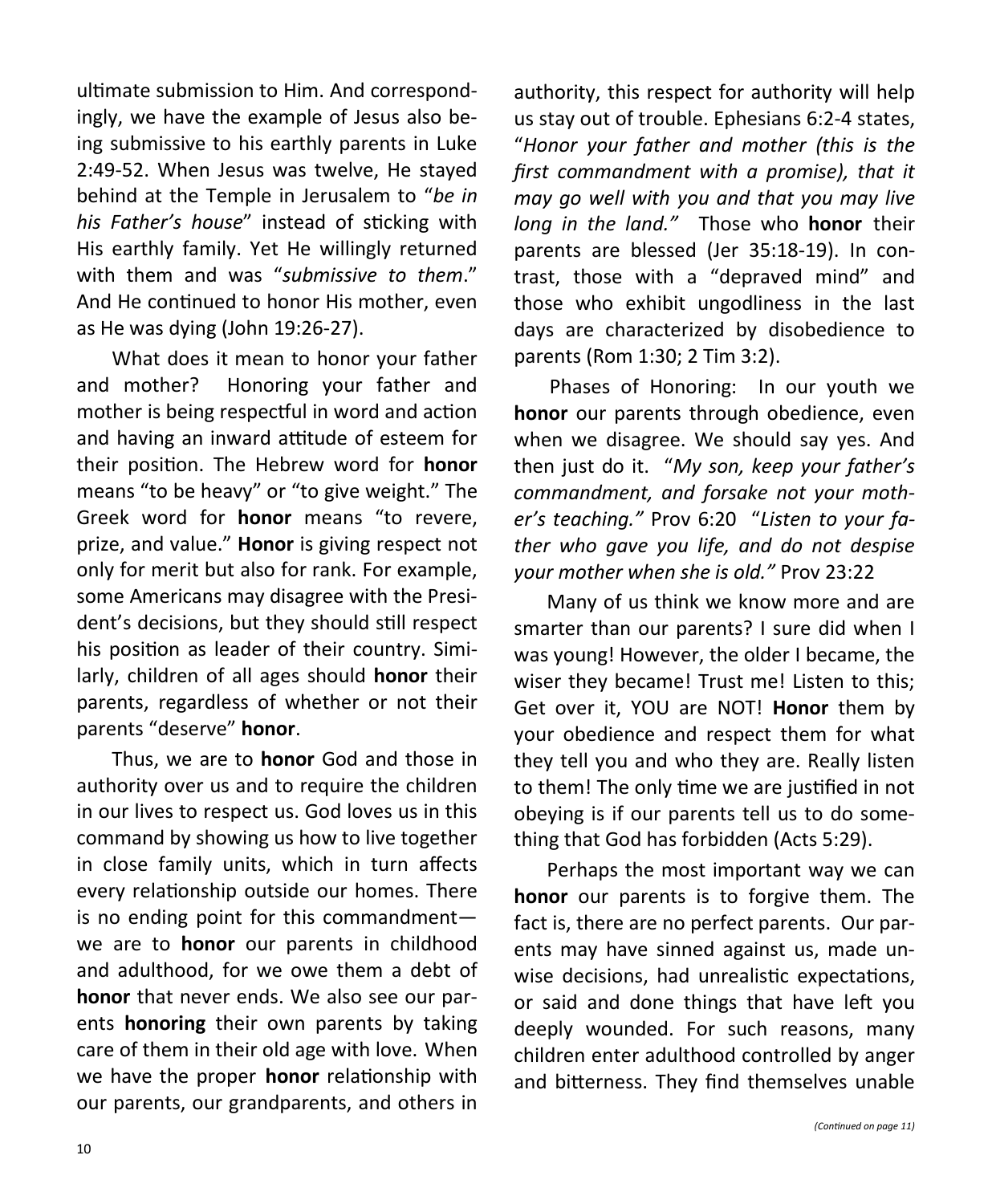ultimate submission to Him. And correspondingly, we have the example of Jesus also being submissive to his earthly parents in Luke 2:49-52. When Jesus was twelve, He stayed behind at the Temple in Jerusalem to "*be in his Father's house*" instead of sticking with His earthly family. Yet He willingly returned with them and was "*submissive to them*." And He continued to honor His mother, even as He was dying (John 19:26-27).

What does it mean to honor your father and mother? Honoring your father and mother is being respectful in word and action and having an inward attitude of esteem for their position. The Hebrew word for **honor** means "to be heavy" or "to give weight." The Greek word for **honor** means "to revere, prize, and value." **Honor** is giving respect not only for merit but also for rank. For example, some Americans may disagree with the President's decisions, but they should still respect his position as leader of their country. Similarly, children of all ages should **honor** their parents, regardless of whether or not their parents "deserve" **honor**.

Thus, we are to **honor** God and those in authority over us and to require the children in our lives to respect us. God loves us in this command by showing us how to live together in close family units, which in turn affects every relationship outside our homes. There is no ending point for this commandment—we are to **honor** our parents in childhood and adulthood, for we owe them a debt of **honor** that never ends. We also see our parents **honoring** their own parents by taking care of them in their old age with love. When we have the proper **honor** relationship with our parents, our grandparents, and others in authority, this respect for authority will help us stay out of trouble. Ephesians 6:2-4 states, "*Honor your father and mother (this is the first commandment with a promise), that it may go well with you and that you may live long in the land.*" Those who **honor** their parents are blessed (Jer 35:18-19). In contrast, those with a "depraved mind" and those who exhibit ungodliness in the last days are characterized by disobedience to parents (Rom 1:30; 2 Tim 3:2).

Phases of Honoring: In our youth we **honor** our parents through obedience, even when we disagree. We should say yes. And then just do it. "*My son, keep your father's commandment, and forsake not your mother's teaching.*" Prov 6:20 "*Listen to your father who gave you life, and do not despise your mother when she is old.*" Prov 23:22

Many of us think we know more and are smarter than our parents? I sure did when I was young! However, the older I became, the wiser they became! Trust me! Listen to this; Get over it, YOU are NOT! **Honor** them by your obedience and respect them for what they tell you and who they are. Really listen to them! The only time we are justified in not obeying is if our parents tell us to do something that God has forbidden (Acts 5:29).

Perhaps the most important way we can **honor** our parents is to forgive them. The fact is, there are no perfect parents. Our parents may have sinned against us, made unwise decisions, had unrealistic expectations, or said and done things that have left you deeply wounded. For such reasons, many children enter adulthood controlled by anger and bitterness. They find themselves unable

*(Continued on page 11)*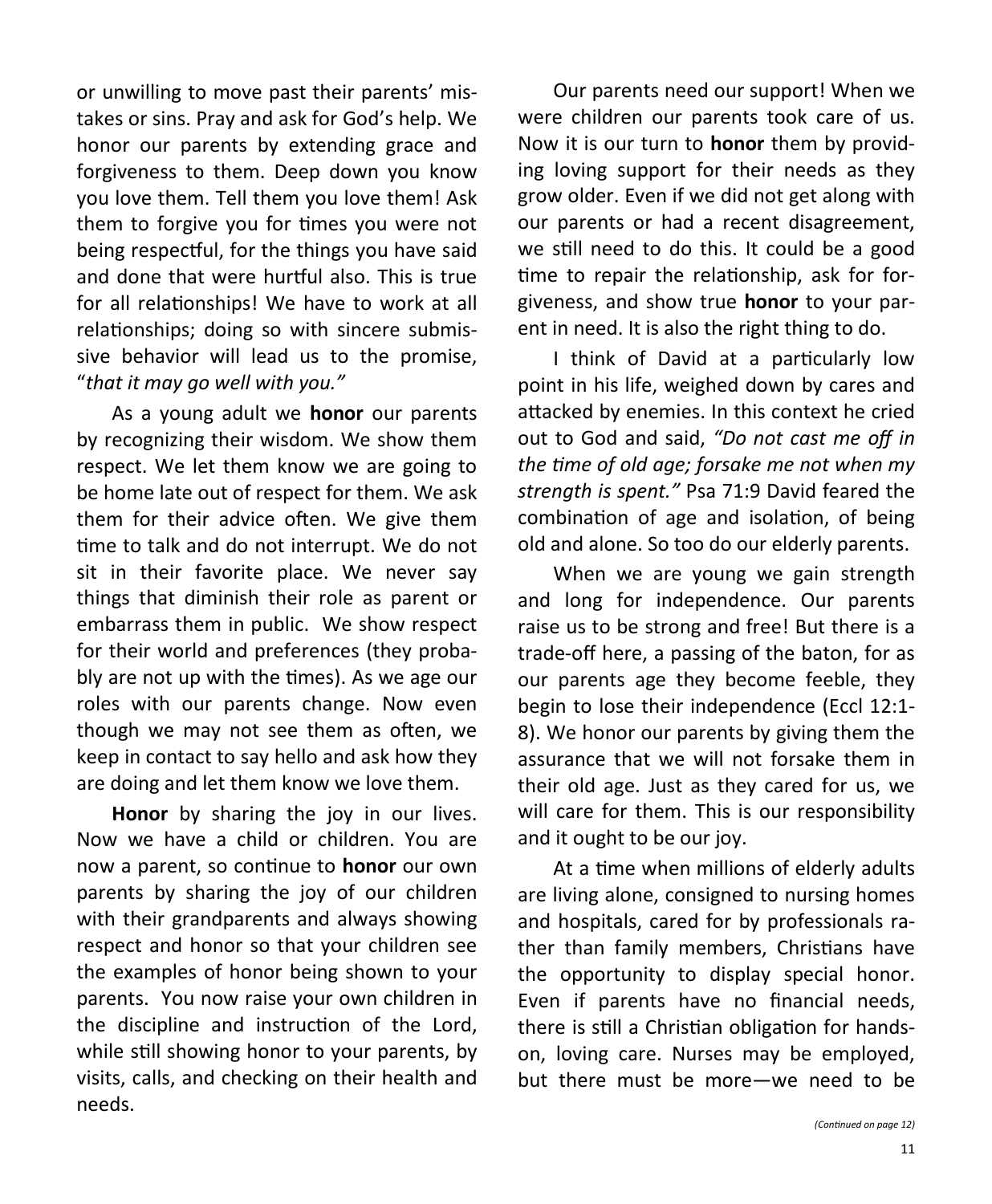or unwilling to move past their parents' mistakes or sins. Pray and ask for God's help. We honor our parents by extending grace and forgiveness to them. Deep down you know you love them. Tell them you love them! Ask them to forgive you for times you were not being respectful, for the things you have said and done that were hurtful also. This is true for all relationships! We have to work at all relationships; doing so with sincere submissive behavior will lead us to the promise, "*that it may go well with you."*

As a young adult we **honor** our parents by recognizing their wisdom. We show them respect. We let them know we are going to be home late out of respect for them. We ask them for their advice often. We give them time to talk and do not interrupt. We do not sit in their favorite place. We never say things that diminish their role as parent or embarrass them in public. We show respect for their world and preferences (they probably are not up with the times). As we age our roles with our parents change. Now even though we may not see them as often, we keep in contact to say hello and ask how they are doing and let them know we love them.

**Honor** by sharing the joy in our lives. Now we have a child or children. You are now a parent, so continue to **honor** our own parents by sharing the joy of our children with their grandparents and always showing respect and honor so that your children see the examples of honor being shown to your parents. You now raise your own children in the discipline and instruction of the Lord, while still showing honor to your parents, by visits, calls, and checking on their health and needs.

Our parents need our support! When we were children our parents took care of us. Now it is our turn to **honor** them by providing loving support for their needs as they grow older. Even if we did not get along with our parents or had a recent disagreement, we still need to do this. It could be a good time to repair the relationship, ask for forgiveness, and show true **honor** to your parent in need. It is also the right thing to do.

I think of David at a particularly low point in his life, weighed down by cares and attacked by enemies. In this context he cried out to God and said, *"Do not cast me off in the time of old age; forsake me not when my strength is spent."* Psa 71:9 David feared the combination of age and isolation, of being old and alone. So too do our elderly parents.

When we are young we gain strength and long for independence. Our parents raise us to be strong and free! But there is a trade-off here, a passing of the baton, for as our parents age they become feeble, they begin to lose their independence (Eccl 12:1-8). We honor our parents by giving them the assurance that we will not forsake them in their old age. Just as they cared for us, we will care for them. This is our responsibility and it ought to be our joy.

At a time when millions of elderly adults are living alone, consigned to nursing homes and hospitals, cared for by professionals rather than family members, Christians have the opportunity to display special honor. Even if parents have no financial needs, there is still a Christian obligation for hands-on, loving care. Nurses may be employed, but there must be more—we need to be

*(Continued on page 12)*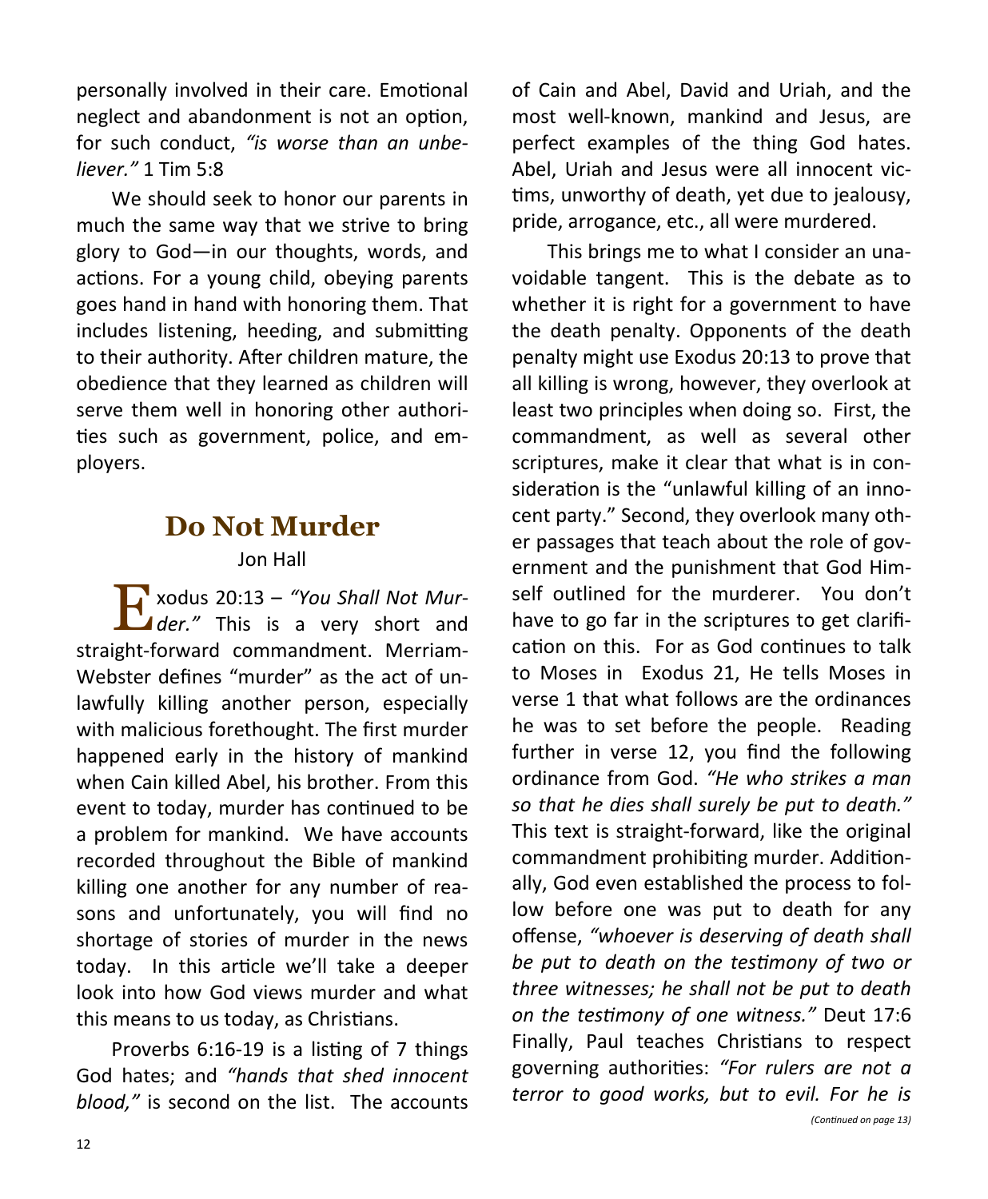personally involved in their care. Emotional neglect and abandonment is not an option, for such conduct, *"is worse than an unbeliever."* 1 Tim 5:8

We should seek to honor our parents in much the same way that we strive to bring glory to God—in our thoughts, words, and actions. For a young child, obeying parents goes hand in hand with honoring them. That includes listening, heeding, and submitting to their authority. After children mature, the obedience that they learned as children will serve them well in honoring other authorities such as government, police, and employers.

## Do Not Murder

Jon Hall

Exodus 20:13 – *"You Shall Not Murder."* This is a very short and straight-forward commandment. Merriam-Webster defines "murder" as the act of unlawfully killing another person, especially with malicious forethought. The first murder happened early in the history of mankind when Cain killed Abel, his brother. From this event to today, murder has continued to be a problem for mankind. We have accounts recorded throughout the Bible of mankind killing one another for any number of reasons and unfortunately, you will find no shortage of stories of murder in the news today. In this article we'll take a deeper look into how God views murder and what this means to us today, as Christians.

Proverbs 6:16-19 is a listing of 7 things God hates; and *"hands that shed innocent blood,"* is second on the list. The accounts of Cain and Abel, David and Uriah, and the most well-known, mankind and Jesus, are perfect examples of the thing God hates. Abel, Uriah and Jesus were all innocent victims, unworthy of death, yet due to jealousy, pride, arrogance, etc., all were murdered.

This brings me to what I consider an unavoidable tangent. This is the debate as to whether it is right for a government to have the death penalty. Opponents of the death penalty might use Exodus 20:13 to prove that all killing is wrong, however, they overlook at least two principles when doing so. First, the commandment, as well as several other scriptures, make it clear that what is in consideration is the "unlawful killing of an innocent party." Second, they overlook many other passages that teach about the role of government and the punishment that God Himself outlined for the murderer. You don't have to go far in the scriptures to get clarification on this. For as God continues to talk to Moses in Exodus 21, He tells Moses in verse 1 that what follows are the ordinances he was to set before the people. Reading further in verse 12, you find the following ordinance from God. *"He who strikes a man so that he dies shall surely be put to death."* This text is straight-forward, like the original commandment prohibiting murder. Additionally, God even established the process to follow before one was put to death for any offense, *"whoever is deserving of death shall be put to death on the testimony of two or three witnesses; he shall not be put to death on the testimony of one witness."* Deut 17:6 Finally, Paul teaches Christians to respect governing authorities: *"For rulers are not a terror to good works, but to evil. For he is*

*(Continued on page 13)*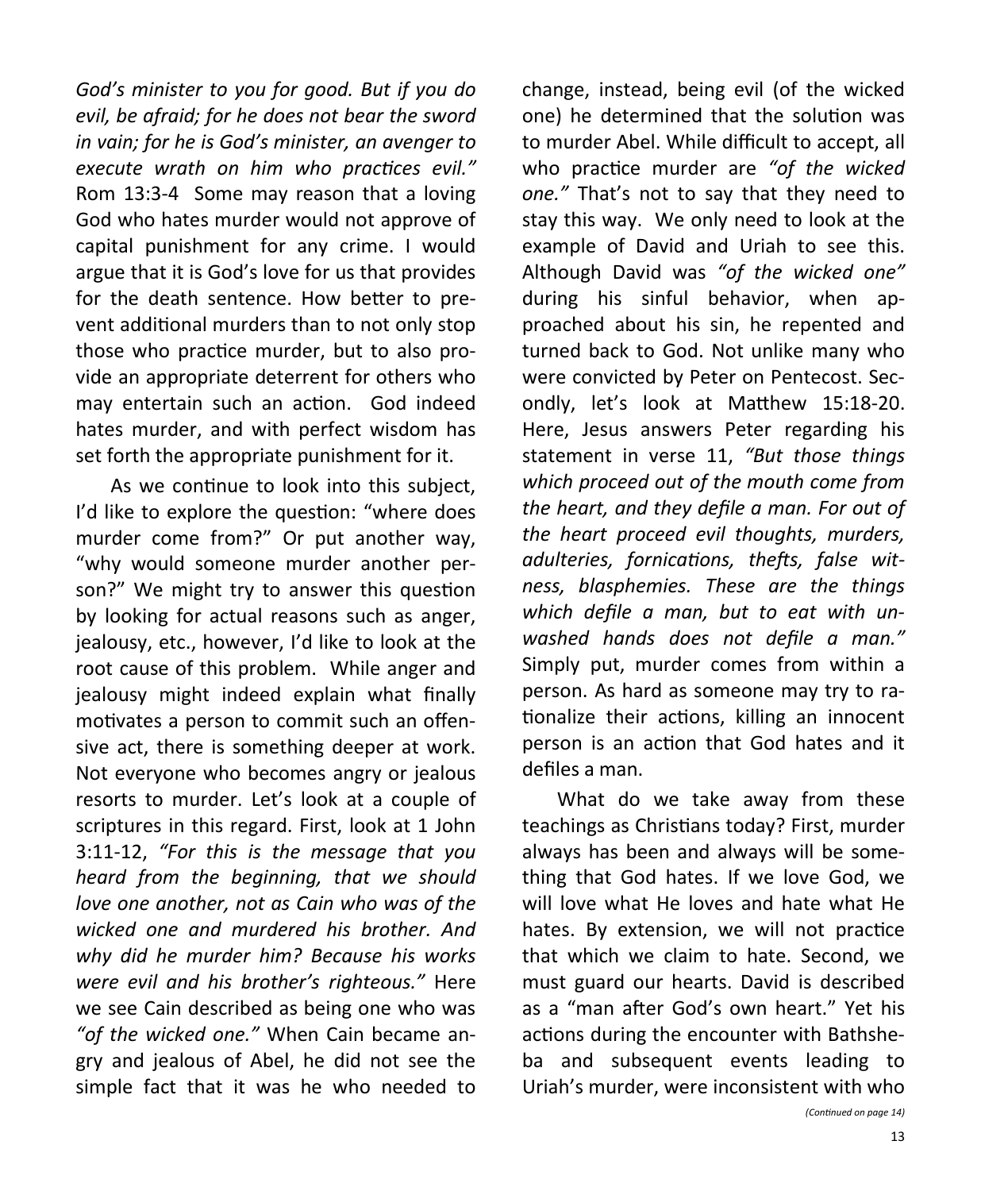*God's minister to you for good. But if you do evil, be afraid; for he does not bear the sword in vain; for he is God's minister, an avenger to execute wrath on him who practices evil."* Rom 13:3-4 Some may reason that a loving God who hates murder would not approve of capital punishment for any crime. I would argue that it is God's love for us that provides for the death sentence. How better to prevent additional murders than to not only stop those who practice murder, but to also provide an appropriate deterrent for others who may entertain such an action. God indeed hates murder, and with perfect wisdom has set forth the appropriate punishment for it.

As we continue to look into this subject, I'd like to explore the question: "where does murder come from?" Or put another way, "why would someone murder another person?" We might try to answer this question by looking for actual reasons such as anger, jealousy, etc., however, I'd like to look at the root cause of this problem. While anger and jealousy might indeed explain what finally motivates a person to commit such an offensive act, there is something deeper at work. Not everyone who becomes angry or jealous resorts to murder. Let's look at a couple of scriptures in this regard. First, look at 1 John 3:11-12, *"For this is the message that you heard from the beginning, that we should love one another, not as Cain who was of the wicked one and murdered his brother. And why did he murder him? Because his works were evil and his brother's righteous."* Here we see Cain described as being one who was *"of the wicked one."* When Cain became angry and jealous of Abel, he did not see the simple fact that it was he who needed to change, instead, being evil (of the wicked one) he determined that the solution was to murder Abel. While difficult to accept, all who practice murder are *"of the wicked one."* That's not to say that they need to stay this way. We only need to look at the example of David and Uriah to see this. Although David was *"of the wicked one"* during his sinful behavior, when approached about his sin, he repented and turned back to God. Not unlike many who were convicted by Peter on Pentecost. Secondly, let's look at Matthew 15:18-20. Here, Jesus answers Peter regarding his statement in verse 11, *"But those things which proceed out of the mouth come from the heart, and they defile a man. For out of the heart proceed evil thoughts, murders, adulteries, fornications, thefts, false witness, blasphemies. These are the things which defile a man, but to eat with unwashed hands does not defile a man."* Simply put, murder comes from within a person. As hard as someone may try to rationalize their actions, killing an innocent person is an action that God hates and it defiles a man.

What do we take away from these teachings as Christians today? First, murder always has been and always will be something that God hates. If we love God, we will love what He loves and hate what He hates. By extension, we will not practice that which we claim to hate. Second, we must guard our hearts. David is described as a "man after God's own heart." Yet his actions during the encounter with Bathsheba and subsequent events leading to Uriah's murder, were inconsistent with who

*(Continued on page 14)*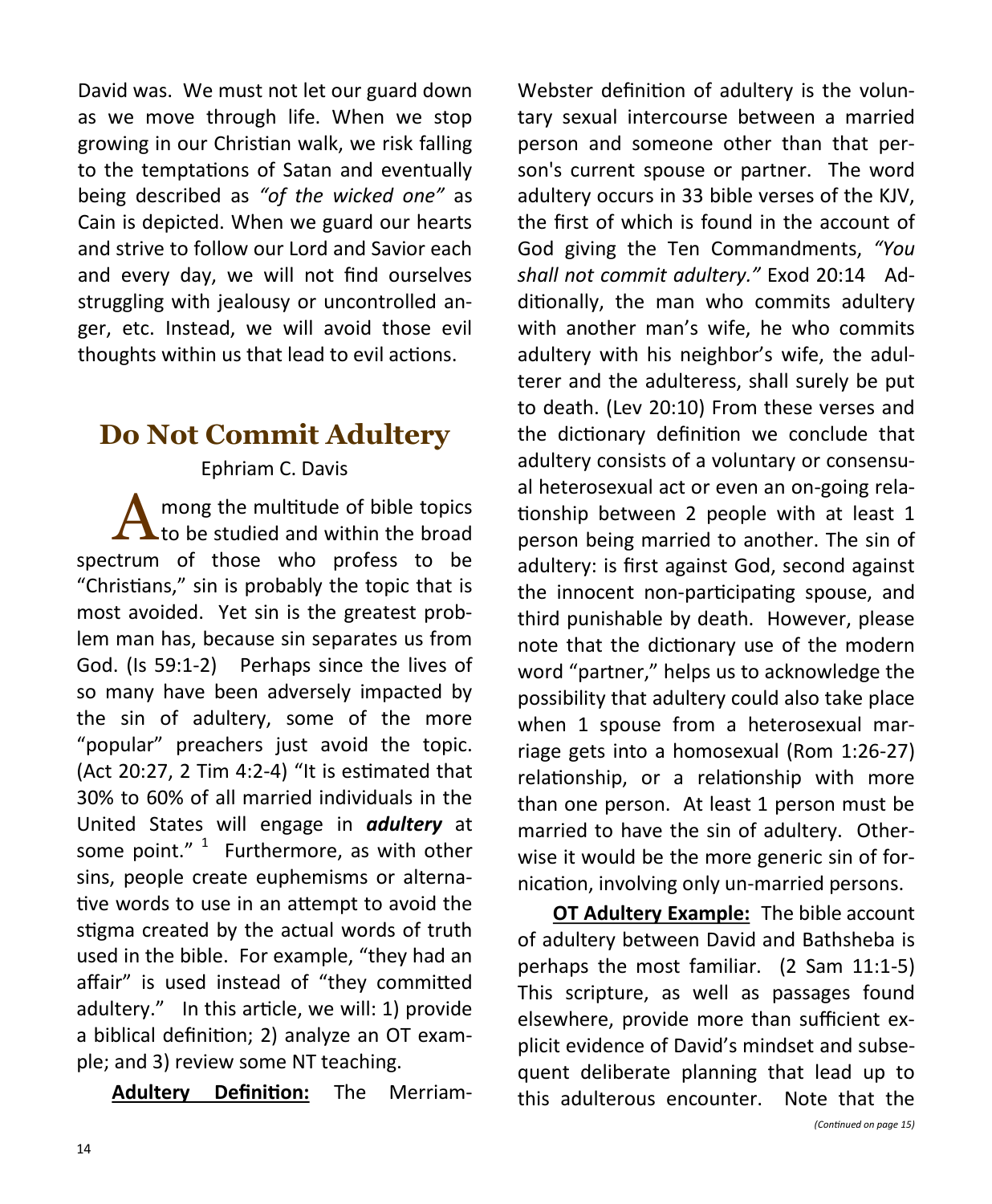David was. We must not let our guard down as we move through life. When we stop growing in our Christian walk, we risk falling to the temptations of Satan and eventually being described as *"of the wicked one"* as Cain is depicted. When we guard our hearts and strive to follow our Lord and Savior each and every day, we will not find ourselves struggling with jealousy or uncontrolled anger, etc. Instead, we will avoid those evil thoughts within us that lead to evil actions.

## Do Not Commit Adultery

Ephriam C. Davis

Among the multitude of bible topics to be studied and within the broad spectrum of those who profess to be "Christians," sin is probably the topic that is most avoided. Yet sin is the greatest problem man has, because sin separates us from God. (Is 59:1-2) Perhaps since the lives of so many have been adversely impacted by the sin of adultery, some of the more "popular" preachers just avoid the topic. (Act 20:27, 2 Tim 4:2-4) "It is estimated that 30% to 60% of all married individuals in the United States will engage in ***adultery*** at some point." [1] Furthermore, as with other sins, people create euphemisms or alternative words to use in an attempt to avoid the stigma created by the actual words of truth used in the bible. For example, "they had an affair" is used instead of "they committed adultery." In this article, we will: 1) provide a biblical definition; 2) analyze an OT example; and 3) review some NT teaching.

**Adultery Definition:** The Merriam-Webster definition of adultery is the voluntary sexual intercourse between a married person and someone other than that person's current spouse or partner. The word adultery occurs in 33 bible verses of the KJV, the first of which is found in the account of God giving the Ten Commandments, *"You shall not commit adultery."* Exod 20:14 Additionally, the man who commits adultery with another man's wife, he who commits adultery with his neighbor's wife, the adulterer and the adulteress, shall surely be put to death. (Lev 20:10) From these verses and the dictionary definition we conclude that adultery consists of a voluntary or consensual heterosexual act or even an on-going relationship between 2 people with at least 1 person being married to another. The sin of adultery: is first against God, second against the innocent non-participating spouse, and third punishable by death. However, please note that the dictionary use of the modern word "partner," helps us to acknowledge the possibility that adultery could also take place when 1 spouse from a heterosexual marriage gets into a homosexual (Rom 1:26-27) relationship, or a relationship with more than one person. At least 1 person must be married to have the sin of adultery. Otherwise it would be the more generic sin of fornication, involving only un-married persons.

**OT Adultery Example:** The bible account of adultery between David and Bathsheba is perhaps the most familiar. (2 Sam 11:1-5) This scripture, as well as passages found elsewhere, provide more than sufficient explicit evidence of David's mindset and subsequent deliberate planning that lead up to this adulterous encounter. Note that the

*(Continued on page 15)*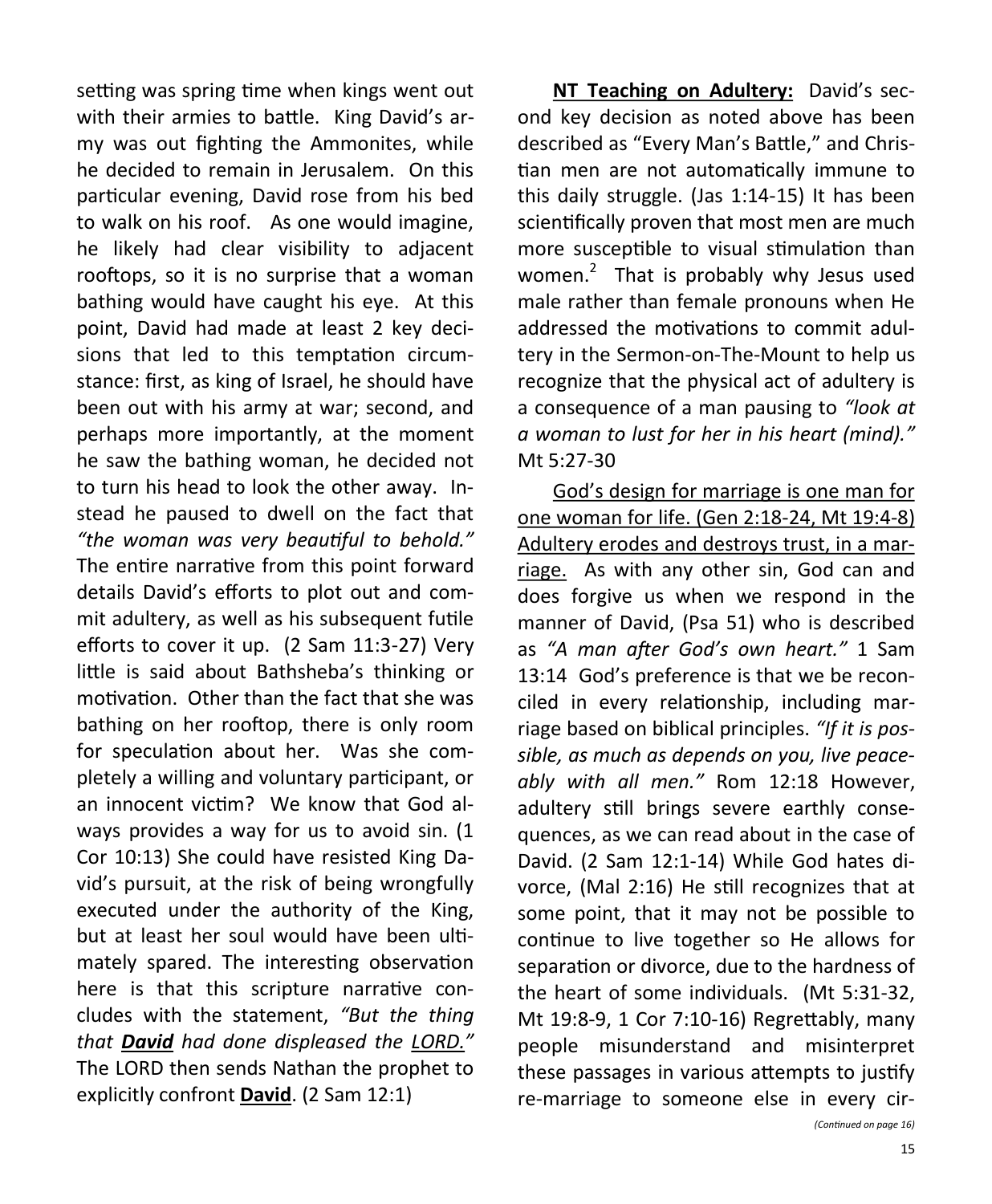setting was spring time when kings went out with their armies to battle. King David's army was out fighting the Ammonites, while he decided to remain in Jerusalem. On this particular evening, David rose from his bed to walk on his roof. As one would imagine, he likely had clear visibility to adjacent rooftops, so it is no surprise that a woman bathing would have caught his eye. At this point, David had made at least 2 key decisions that led to this temptation circumstance: first, as king of Israel, he should have been out with his army at war; second, and perhaps more importantly, at the moment he saw the bathing woman, he decided not to turn his head to look the other away. Instead he paused to dwell on the fact that *"the woman was very beautiful to behold."* The entire narrative from this point forward details David's efforts to plot out and commit adultery, as well as his subsequent futile efforts to cover it up. (2 Sam 11:3-27) Very little is said about Bathsheba's thinking or motivation. Other than the fact that she was bathing on her rooftop, there is only room for speculation about her. Was she completely a willing and voluntary participant, or an innocent victim? We know that God always provides a way for us to avoid sin. (1 Cor 10:13) She could have resisted King David's pursuit, at the risk of being wrongfully executed under the authority of the King, but at least her soul would have been ultimately spared. The interesting observation here is that this scripture narrative concludes with the statement, *"But the thing that* ***<u>David</u>*** *had done displeased the <u>LORD</u>."* The LORD then sends Nathan the prophet to explicitly confront **<u>David</u>**. (2 Sam 12:1)

**<u>NT Teaching on Adultery:</u>** David's second key decision as noted above has been described as "Every Man's Battle," and Christian men are not automatically immune to this daily struggle. (Jas 1:14-15) It has been scientifically proven that most men are much more susceptible to visual stimulation than women.[2] That is probably why Jesus used male rather than female pronouns when He addressed the motivations to commit adultery in the Sermon-on-The-Mount to help us recognize that the physical act of adultery is a consequence of a man pausing to *"look at a woman to lust for her in his heart (mind)."* Mt 5:27-30

<u>God's design for marriage is one man for one woman for life. (Gen 2:18-24, Mt 19:4-8) Adultery erodes and destroys trust, in a marriage.</u> As with any other sin, God can and does forgive us when we respond in the manner of David, (Psa 51) who is described as *"A man after God's own heart."* 1 Sam 13:14 God's preference is that we be reconciled in every relationship, including marriage based on biblical principles. *"If it is possible, as much as depends on you, live peaceably with all men."* Rom 12:18 However, adultery still brings severe earthly consequences, as we can read about in the case of David. (2 Sam 12:1-14) While God hates divorce, (Mal 2:16) He still recognizes that at some point, that it may not be possible to continue to live together so He allows for separation or divorce, due to the hardness of the heart of some individuals. (Mt 5:31-32, Mt 19:8-9, 1 Cor 7:10-16) Regrettably, many people misunderstand and misinterpret these passages in various attempts to justify re-marriage to someone else in every cir-

*(Continued on page 16)*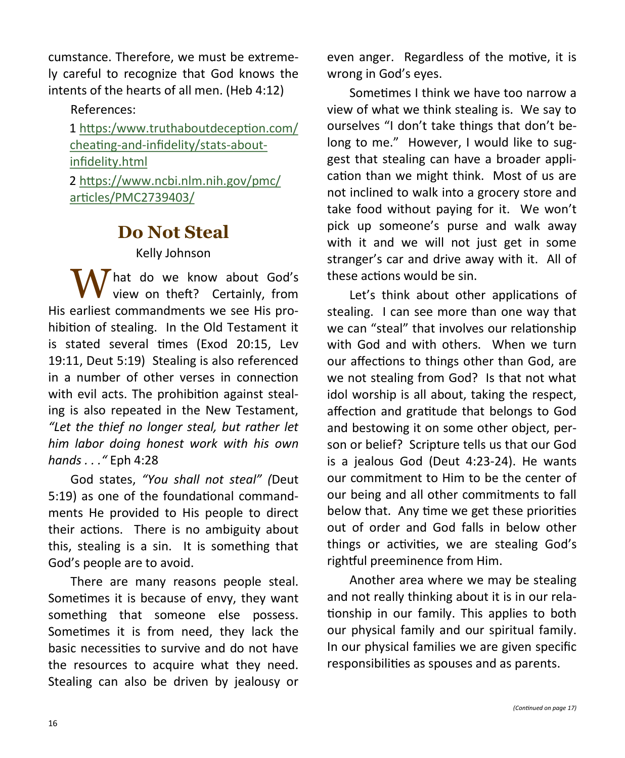cumstance. Therefore, we must be extremely careful to recognize that God knows the intents of the hearts of all men. (Heb 4:12)

References:

1 [https:/www.truthaboutdeception.com/cheating-and-infidelity/stats-about-infidelity.html](https:/www.truthaboutdeception.com/cheating-and-infidelity/stats-about-infidelity.html)

2 [https://www.ncbi.nlm.nih.gov/pmc/articles/PMC2739403/](https://www.ncbi.nlm.nih.gov/pmc/articles/PMC2739403/)

## Do Not Steal

Kelly Johnson

What do we know about God's view on theft? Certainly, from His earliest commandments we see His prohibition of stealing. In the Old Testament it is stated several times (Exod 20:15, Lev 19:11, Deut 5:19) Stealing is also referenced in a number of other verses in connection with evil acts. The prohibition against stealing is also repeated in the New Testament, *"Let the thief no longer steal, but rather let him labor doing honest work with his own hands . . ."* Eph 4:28

God states, *"You shall not steal" (*Deut 5:19) as one of the foundational commandments He provided to His people to direct their actions. There is no ambiguity about this, stealing is a sin. It is something that God's people are to avoid.

There are many reasons people steal. Sometimes it is because of envy, they want something that someone else possess. Sometimes it is from need, they lack the basic necessities to survive and do not have the resources to acquire what they need. Stealing can also be driven by jealousy or even anger. Regardless of the motive, it is wrong in God's eyes.

Sometimes I think we have too narrow a view of what we think stealing is. We say to ourselves "I don't take things that don't belong to me." However, I would like to suggest that stealing can have a broader application than we might think. Most of us are not inclined to walk into a grocery store and take food without paying for it. We won't pick up someone's purse and walk away with it and we will not just get in some stranger's car and drive away with it. All of these actions would be sin.

Let's think about other applications of stealing. I can see more than one way that we can "steal" that involves our relationship with God and with others. When we turn our affections to things other than God, are we not stealing from God? Is that not what idol worship is all about, taking the respect, affection and gratitude that belongs to God and bestowing it on some other object, person or belief? Scripture tells us that our God is a jealous God (Deut 4:23-24). He wants our commitment to Him to be the center of our being and all other commitments to fall below that. Any time we get these priorities out of order and God falls in below other things or activities, we are stealing God's rightful preeminence from Him.

Another area where we may be stealing and not really thinking about it is in our relationship in our family. This applies to both our physical family and our spiritual family. In our physical families we are given specific responsibilities as spouses and as parents.

*(Continued on page 17)*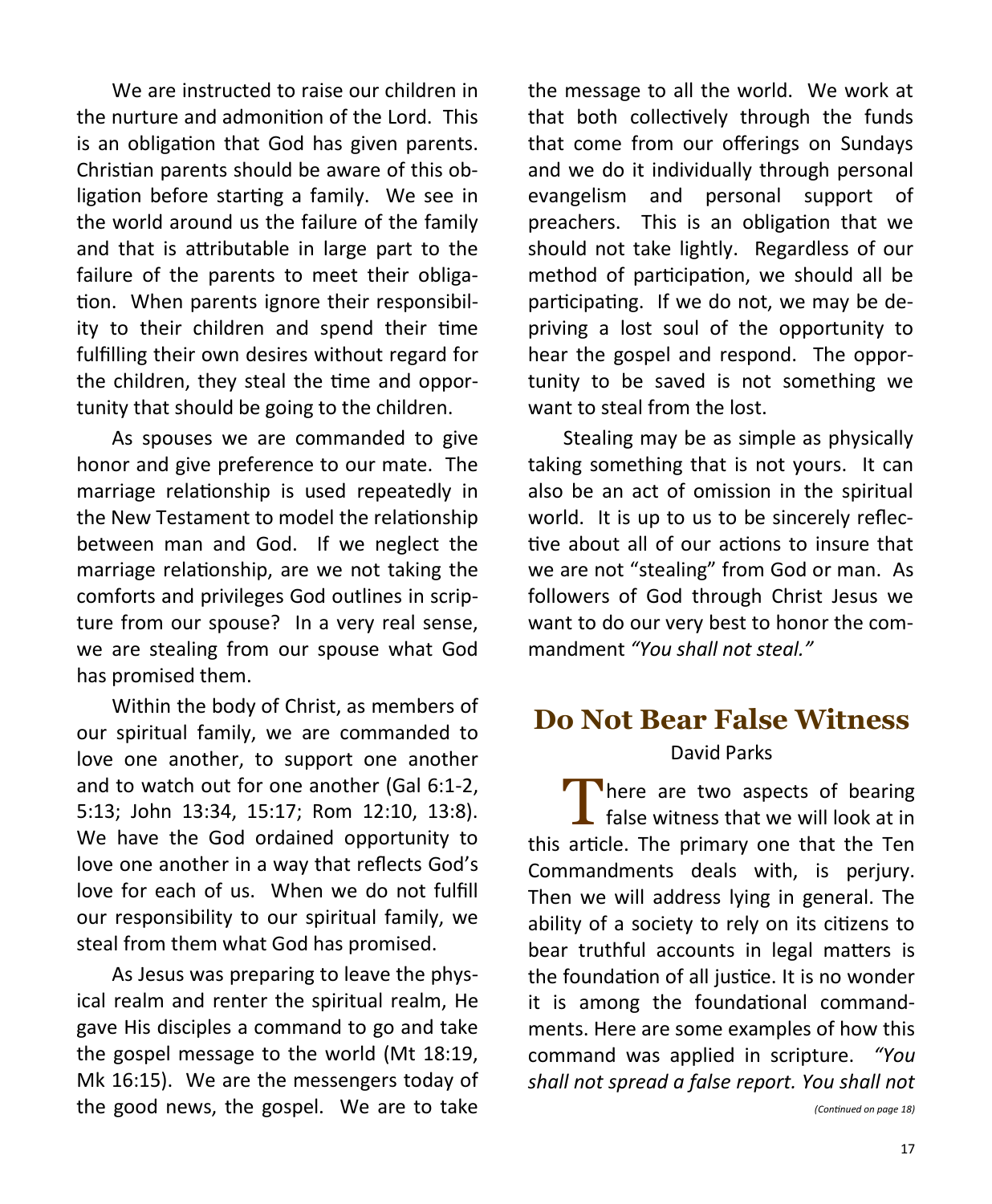We are instructed to raise our children in the nurture and admonition of the Lord. This is an obligation that God has given parents. Christian parents should be aware of this obligation before starting a family. We see in the world around us the failure of the family and that is attributable in large part to the failure of the parents to meet their obligation. When parents ignore their responsibility to their children and spend their time fulfilling their own desires without regard for the children, they steal the time and opportunity that should be going to the children.

As spouses we are commanded to give honor and give preference to our mate. The marriage relationship is used repeatedly in the New Testament to model the relationship between man and God. If we neglect the marriage relationship, are we not taking the comforts and privileges God outlines in scripture from our spouse? In a very real sense, we are stealing from our spouse what God has promised them.

Within the body of Christ, as members of our spiritual family, we are commanded to love one another, to support one another and to watch out for one another (Gal 6:1-2, 5:13; John 13:34, 15:17; Rom 12:10, 13:8). We have the God ordained opportunity to love one another in a way that reflects God's love for each of us. When we do not fulfill our responsibility to our spiritual family, we steal from them what God has promised.

As Jesus was preparing to leave the physical realm and renter the spiritual realm, He gave His disciples a command to go and take the gospel message to the world (Mt 18:19, Mk 16:15). We are the messengers today of the good news, the gospel. We are to take the message to all the world. We work at that both collectively through the funds that come from our offerings on Sundays and we do it individually through personal evangelism and personal support of preachers. This is an obligation that we should not take lightly. Regardless of our method of participation, we should all be participating. If we do not, we may be depriving a lost soul of the opportunity to hear the gospel and respond. The opportunity to be saved is not something we want to steal from the lost.

Stealing may be as simple as physically taking something that is not yours. It can also be an act of omission in the spiritual world. It is up to us to be sincerely reflective about all of our actions to insure that we are not "stealing" from God or man. As followers of God through Christ Jesus we want to do our very best to honor the commandment *"You shall not steal."*

## Do Not Bear False Witness

David Parks

There are two aspects of bearing false witness that we will look at in this article. The primary one that the Ten Commandments deals with, is perjury. Then we will address lying in general. The ability of a society to rely on its citizens to bear truthful accounts in legal matters is the foundation of all justice. It is no wonder it is among the foundational commandments. Here are some examples of how this command was applied in scripture. *"You shall not spread a false report. You shall not*

*(Continued on page 18)*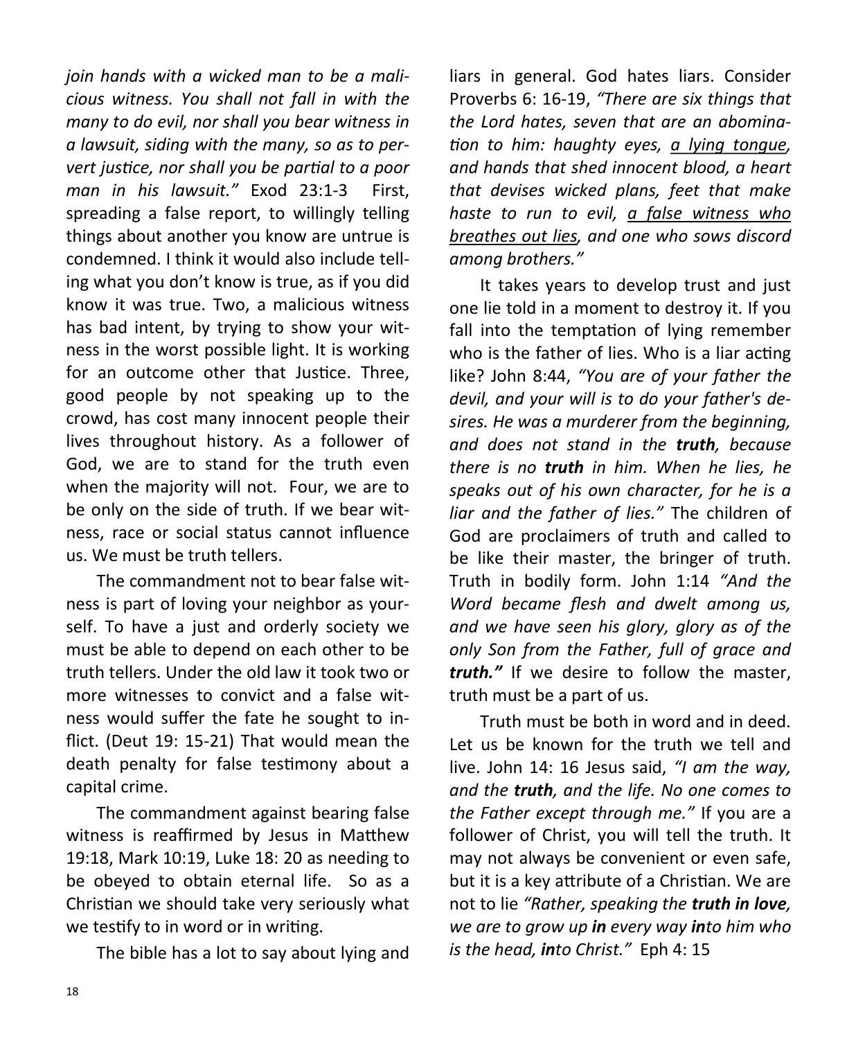*join hands with a wicked man to be a malicious witness. You shall not fall in with the many to do evil, nor shall you bear witness in a lawsuit, siding with the many, so as to pervert justice, nor shall you be partial to a poor man in his lawsuit."* Exod 23:1-3 First, spreading a false report, to willingly telling things about another you know are untrue is condemned. I think it would also include telling what you don't know is true, as if you did know it was true. Two, a malicious witness has bad intent, by trying to show your witness in the worst possible light. It is working for an outcome other that Justice. Three, good people by not speaking up to the crowd, has cost many innocent people their lives throughout history. As a follower of God, we are to stand for the truth even when the majority will not. Four, we are to be only on the side of truth. If we bear witness, race or social status cannot influence us. We must be truth tellers.

The commandment not to bear false witness is part of loving your neighbor as yourself. To have a just and orderly society we must be able to depend on each other to be truth tellers. Under the old law it took two or more witnesses to convict and a false witness would suffer the fate he sought to inflict. (Deut 19: 15-21) That would mean the death penalty for false testimony about a capital crime.

The commandment against bearing false witness is reaffirmed by Jesus in Matthew 19:18, Mark 10:19, Luke 18: 20 as needing to be obeyed to obtain eternal life. So as a Christian we should take very seriously what we testify to in word or in writing.

The bible has a lot to say about lying and liars in general. God hates liars. Consider Proverbs 6: 16-19, *"There are six things that the Lord hates, seven that are an abomination to him: haughty eyes, <u>a lying tongue</u>, and hands that shed innocent blood, a heart that devises wicked plans, feet that make haste to run to evil, <u>a false witness who breathes out lies</u>, and one who sows discord among brothers."*

It takes years to develop trust and just one lie told in a moment to destroy it. If you fall into the temptation of lying remember who is the father of lies. Who is a liar acting like? John 8:44, *"You are of your father the devil, and your will is to do your father's desires. He was a murderer from the beginning, and does not stand in the **truth**, because there is no **truth** in him. When he lies, he speaks out of his own character, for he is a liar and the father of lies."* The children of God are proclaimers of truth and called to be like their master, the bringer of truth. Truth in bodily form. John 1:14 *"And the Word became flesh and dwelt among us, and we have seen his glory, glory as of the only Son from the Father, full of grace and **truth."*** If we desire to follow the master, truth must be a part of us.

Truth must be both in word and in deed. Let us be known for the truth we tell and live. John 14: 16 Jesus said, *"I am the way, and the **truth**, and the life. No one comes to the Father except through me."* If you are a follower of Christ, you will tell the truth. It may not always be convenient or even safe, but it is a key attribute of a Christian. We are not to lie *"Rather, speaking the **truth in love**, we are to grow up **in** every way **in**to him who is the head, **in**to Christ."* Eph 4: 15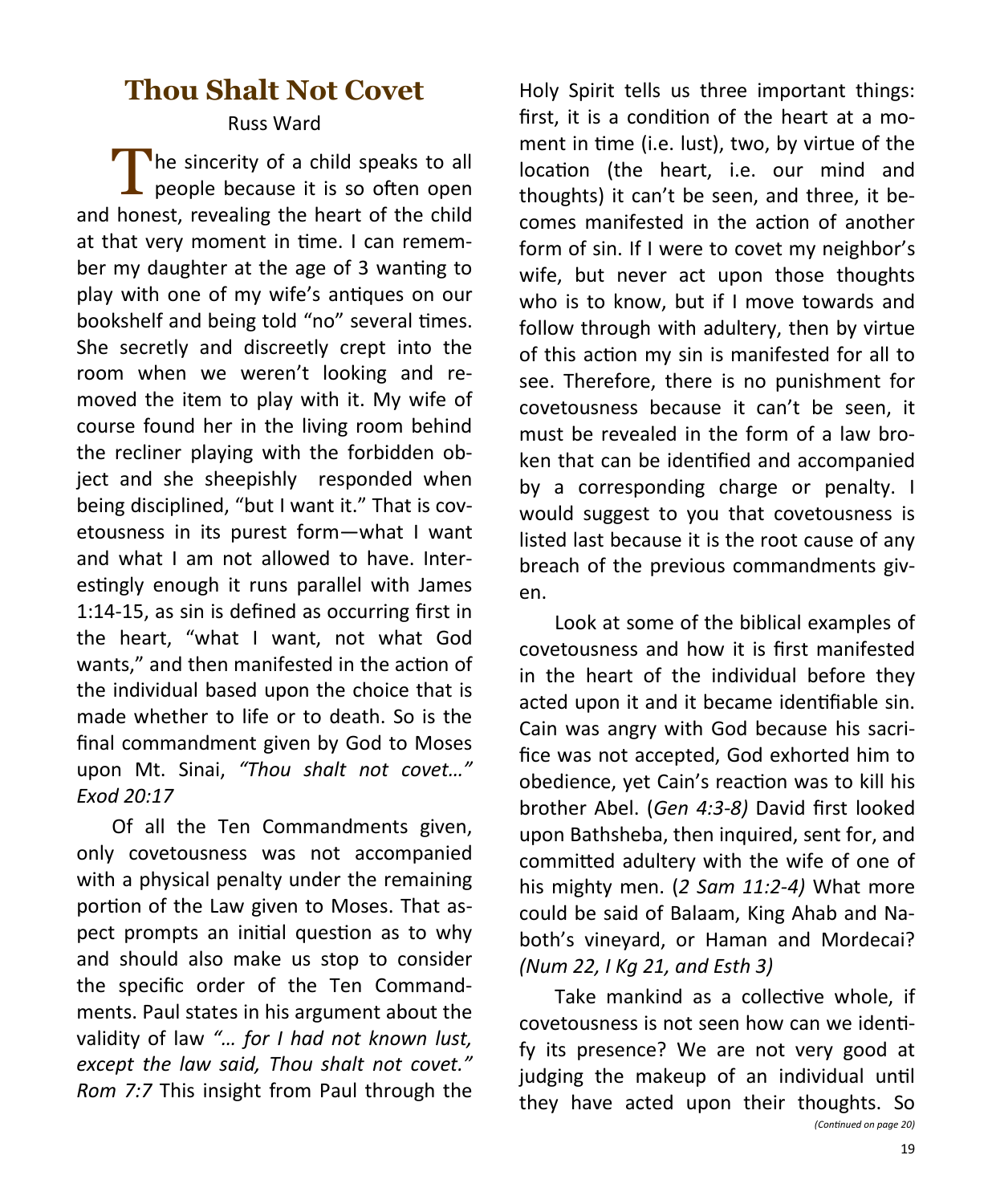# Thou Shalt Not Covet

Russ Ward

The sincerity of a child speaks to all people because it is so often open and honest, revealing the heart of the child at that very moment in time. I can remember my daughter at the age of 3 wanting to play with one of my wife's antiques on our bookshelf and being told "no" several times. She secretly and discreetly crept into the room when we weren't looking and removed the item to play with it. My wife of course found her in the living room behind the recliner playing with the forbidden object and she sheepishly responded when being disciplined, "but I want it." That is covetousness in its purest form—what I want and what I am not allowed to have. Interestingly enough it runs parallel with James 1:14-15, as sin is defined as occurring first in the heart, "what I want, not what God wants," and then manifested in the action of the individual based upon the choice that is made whether to life or to death. So is the final commandment given by God to Moses upon Mt. Sinai, *"Thou shalt not covet…" Exod 20:17*

Of all the Ten Commandments given, only covetousness was not accompanied with a physical penalty under the remaining portion of the Law given to Moses. That aspect prompts an initial question as to why and should also make us stop to consider the specific order of the Ten Commandments. Paul states in his argument about the validity of law *"… for I had not known lust, except the law said, Thou shalt not covet." Rom 7:7* This insight from Paul through the Holy Spirit tells us three important things: first, it is a condition of the heart at a moment in time (i.e. lust), two, by virtue of the location (the heart, i.e. our mind and thoughts) it can't be seen, and three, it becomes manifested in the action of another form of sin. If I were to covet my neighbor's wife, but never act upon those thoughts who is to know, but if I move towards and follow through with adultery, then by virtue of this action my sin is manifested for all to see. Therefore, there is no punishment for covetousness because it can't be seen, it must be revealed in the form of a law broken that can be identified and accompanied by a corresponding charge or penalty. I would suggest to you that covetousness is listed last because it is the root cause of any breach of the previous commandments given.

Look at some of the biblical examples of covetousness and how it is first manifested in the heart of the individual before they acted upon it and it became identifiable sin. Cain was angry with God because his sacrifice was not accepted, God exhorted him to obedience, yet Cain's reaction was to kill his brother Abel. (*Gen 4:3-8)* David first looked upon Bathsheba, then inquired, sent for, and committed adultery with the wife of one of his mighty men. (*2 Sam 11:2-4)* What more could be said of Balaam, King Ahab and Naboth's vineyard, or Haman and Mordecai? *(Num 22, I Kg 21, and Esth 3)*

Take mankind as a collective whole, if covetousness is not seen how can we identify its presence? We are not very good at judging the makeup of an individual until they have acted upon their thoughts. So

*(Continued on page 20)*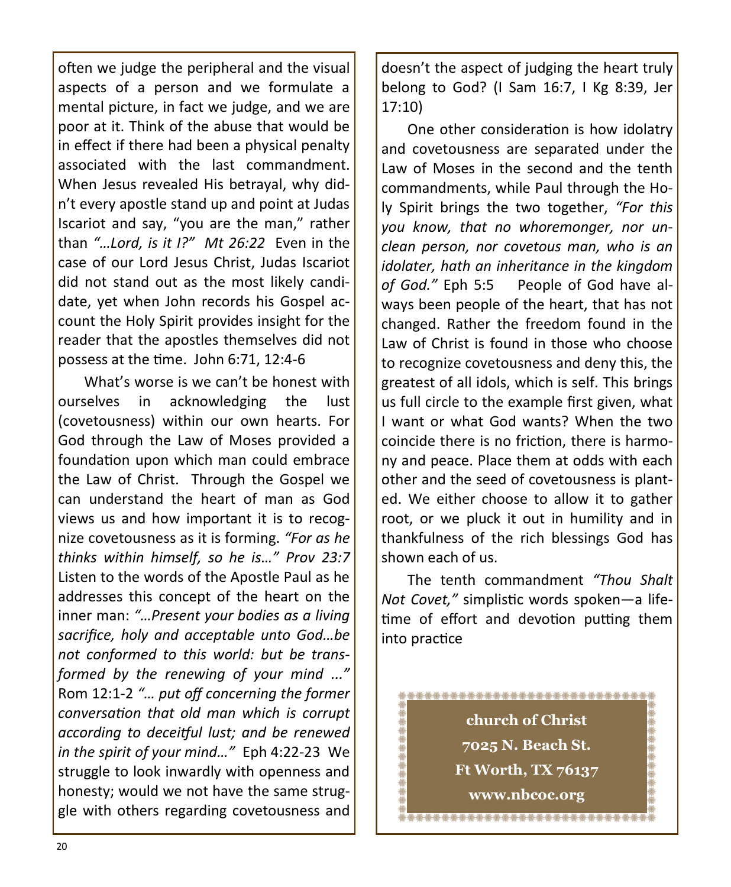often we judge the peripheral and the visual aspects of a person and we formulate a mental picture, in fact we judge, and we are poor at it. Think of the abuse that would be in effect if there had been a physical penalty associated with the last commandment. When Jesus revealed His betrayal, why didn't every apostle stand up and point at Judas Iscariot and say, "you are the man," rather than *"…Lord, is it I?" Mt 26:22* Even in the case of our Lord Jesus Christ, Judas Iscariot did not stand out as the most likely candidate, yet when John records his Gospel account the Holy Spirit provides insight for the reader that the apostles themselves did not possess at the time. John 6:71, 12:4-6

What's worse is we can't be honest with ourselves in acknowledging the lust (covetousness) within our own hearts. For God through the Law of Moses provided a foundation upon which man could embrace the Law of Christ. Through the Gospel we can understand the heart of man as God views us and how important it is to recognize covetousness as it is forming. *"For as he thinks within himself, so he is…" Prov 23:7* Listen to the words of the Apostle Paul as he addresses this concept of the heart on the inner man: *"…Present your bodies as a living sacrifice, holy and acceptable unto God…be not conformed to this world: but be transformed by the renewing of your mind ..."* Rom 12:1-2 *"… put off concerning the former conversation that old man which is corrupt according to deceitful lust; and be renewed in the spirit of your mind…"* Eph 4:22-23 We struggle to look inwardly with openness and honesty; would we not have the same struggle with others regarding covetousness and doesn't the aspect of judging the heart truly belong to God? (I Sam 16:7, I Kg 8:39, Jer 17:10)

One other consideration is how idolatry and covetousness are separated under the Law of Moses in the second and the tenth commandments, while Paul through the Holy Spirit brings the two together, *"For this you know, that no whoremonger, nor unclean person, nor covetous man, who is an idolater, hath an inheritance in the kingdom of God."* Eph 5:5 People of God have always been people of the heart, that has not changed. Rather the freedom found in the Law of Christ is found in those who choose to recognize covetousness and deny this, the greatest of all idols, which is self. This brings us full circle to the example first given, what I want or what God wants? When the two coincide there is no friction, there is harmony and peace. Place them at odds with each other and the seed of covetousness is planted. We either choose to allow it to gather root, or we pluck it out in humility and in thankfulness of the rich blessings God has shown each of us.

The tenth commandment *"Thou Shalt Not Covet,"* simplistic words spoken—a lifetime of effort and devotion putting them into practice

**church of Christ**
**7025 N. Beach St.**
**Ft Worth, TX 76137**
**www.nbcoc.org**